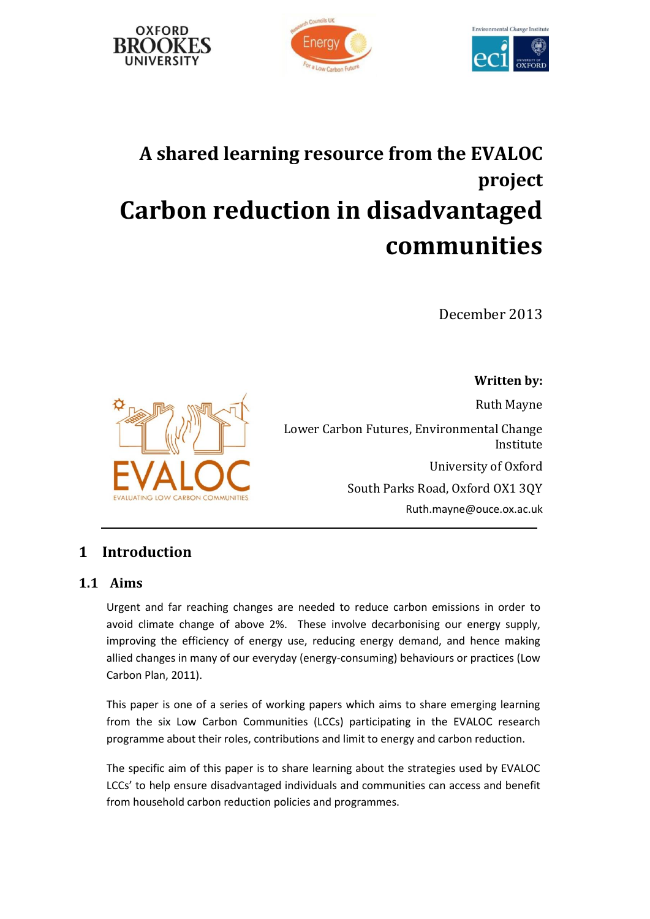# A shared learning resource from the EVALOC project

# Carbon reduction in disadvantaged communities

December 2013

**Written by:**

Ruth Mayne

Lower Carbon Futures, Environmental Change Institute

University of Oxford

South Parks Road, Oxford OX1 3QY

Ruth.mayne@ouce.ox.ac.uk

## 1 Introduction

### 1.1 Aims

Urgent and far reaching changes are needed to reduce carbon emissions in order to avoid climate change of above 2%. These involve decarbonising our energy supply, improving the efficiency of energy use, reducing energy demand, and hence making allied changes in many of our everyday (energy-consuming) behaviours or practices (Low Carbon Plan, 2011).

This paper is one of a series of working papers which aims to share emerging learning from the six Low Carbon Communities (LCCs) participating in the EVALOC research programme about their roles, contributions and limit to energy and carbon reduction.

The specific aim of this paper is to share learning about the strategies used by EVALOC LCCs' to help ensure disadvantaged individuals and communities can access and benefit from household carbon reduction policies and programmes.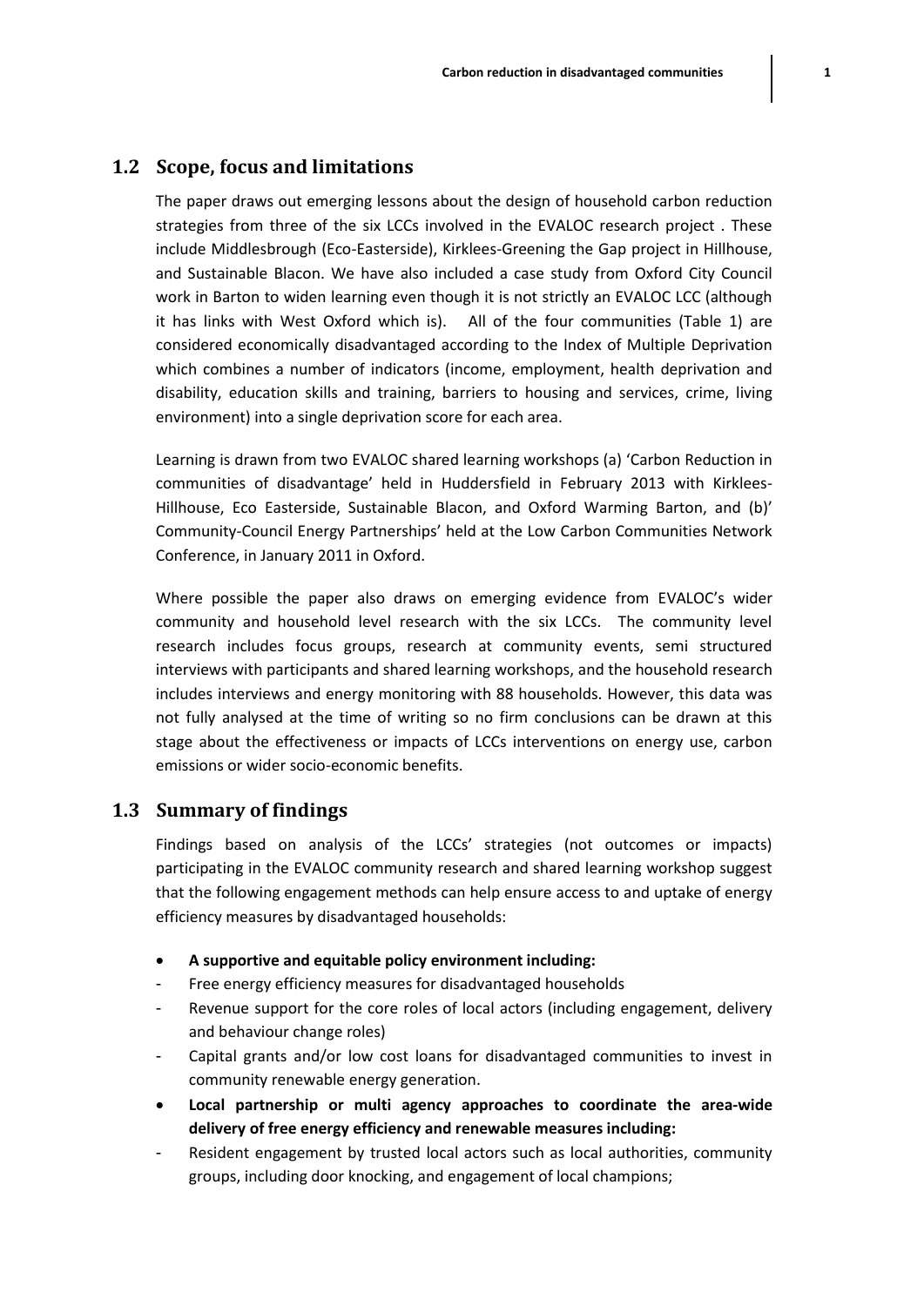## 1.2 Scope, focus and limitations

The paper draws out emerging lessons about the design of household carbon reduction strategies from three of the six LCCs involved in the EVALOC research project . These include Middlesbrough (Eco-Easterside), Kirklees-Greening the Gap project in Hillhouse, and Sustainable Blacon. We have also included a case study from Oxford City Council work in Barton to widen learning even though it is not strictly an EVALOC LCC (although it has links with West Oxford which is). All of the four communities (Table 1) are considered economically disadvantaged according to the Index of Multiple Deprivation which combines a number of indicators (income, employment, health deprivation and disability, education skills and training, barriers to housing and services, crime, living environment) into a single deprivation score for each area.

Learning is drawn from two EVALOC shared learning workshops (a) 'Carbon Reduction in communities of disadvantage' held in Huddersfield in February 2013 with Kirklees-Hillhouse, Eco Easterside, Sustainable Blacon, and Oxford Warming Barton, and (b)' Community-Council Energy Partnerships' held at the Low Carbon Communities Network Conference, in January 2011 in Oxford.

Where possible the paper also draws on emerging evidence from EVALOC's wider community and household level research with the six LCCs. The community level research includes focus groups, research at community events, semi structured interviews with participants and shared learning workshops, and the household research includes interviews and energy monitoring with 88 households. However, this data was not fully analysed at the time of writing so no firm conclusions can be drawn at this stage about the effectiveness or impacts of LCCs interventions on energy use, carbon emissions or wider socio-economic benefits.

## 1.3 Summary of findings

Findings based on analysis of the LCCs' strategies (not outcomes or impacts) participating in the EVALOC community research and shared learning workshop suggest that the following engagement methods can help ensure access to and uptake of energy efficiency measures by disadvantaged households:

- **A supportive and equitable policy environment including:**
  - Free energy efficiency measures for disadvantaged households
  - Revenue support for the core roles of local actors (including engagement, delivery and behaviour change roles)
  - Capital grants and/or low cost loans for disadvantaged communities to invest in community renewable energy generation.
- **Local partnership or multi agency approaches to coordinate the area-wide delivery of free energy efficiency and renewable measures including:**
  - Resident engagement by trusted local actors such as local authorities, community groups, including door knocking, and engagement of local champions;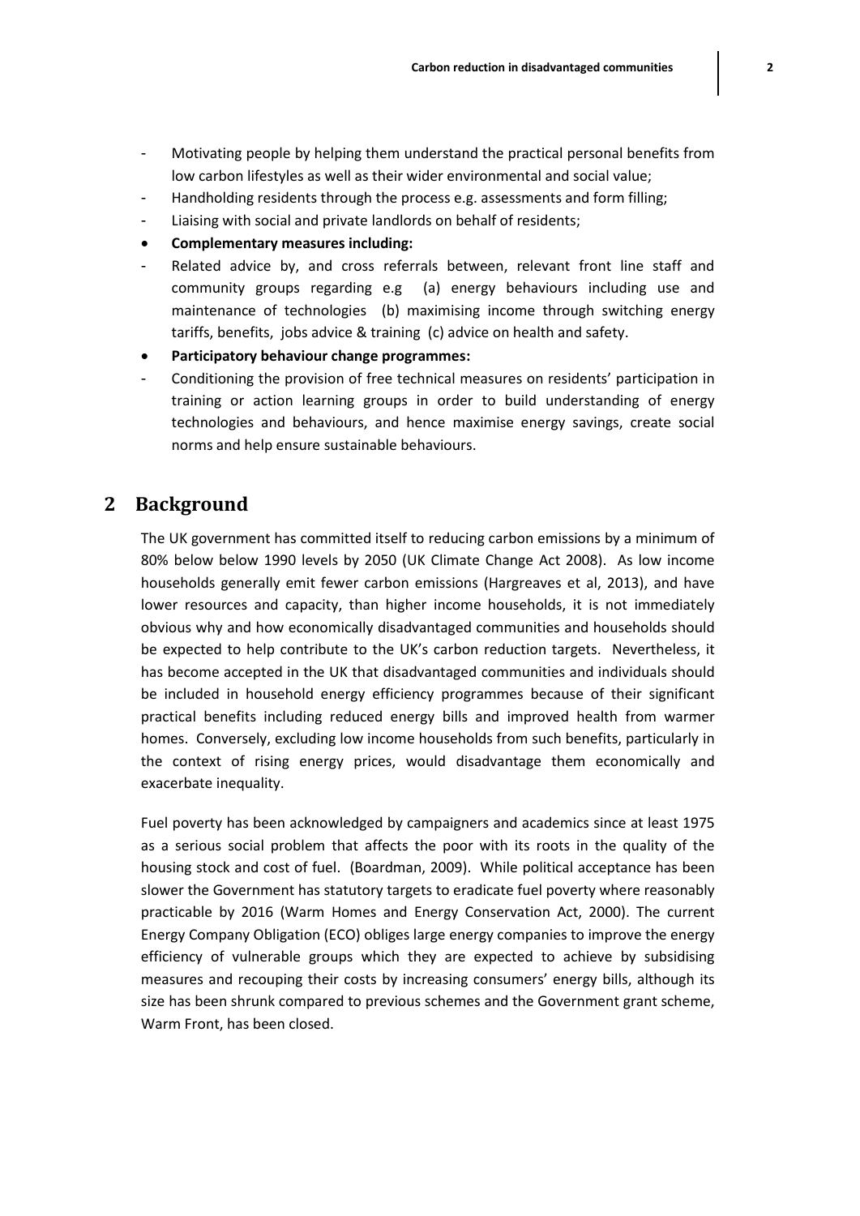- Motivating people by helping them understand the practical personal benefits from low carbon lifestyles as well as their wider environmental and social value;
- Handholding residents through the process e.g. assessments and form filling;
- Liaising with social and private landlords on behalf of residents;

- **Complementary measures including:**

- Related advice by, and cross referrals between, relevant front line staff and community groups regarding e.g (a) energy behaviours including use and maintenance of technologies (b) maximising income through switching energy tariffs, benefits, jobs advice & training (c) advice on health and safety.

- **Participatory behaviour change programmes:**

- Conditioning the provision of free technical measures on residents' participation in training or action learning groups in order to build understanding of energy technologies and behaviours, and hence maximise energy savings, create social norms and help ensure sustainable behaviours.

## 2 Background

The UK government has committed itself to reducing carbon emissions by a minimum of 80% below below 1990 levels by 2050 (UK Climate Change Act 2008). As low income households generally emit fewer carbon emissions (Hargreaves et al, 2013), and have lower resources and capacity, than higher income households, it is not immediately obvious why and how economically disadvantaged communities and households should be expected to help contribute to the UK's carbon reduction targets. Nevertheless, it has become accepted in the UK that disadvantaged communities and individuals should be included in household energy efficiency programmes because of their significant practical benefits including reduced energy bills and improved health from warmer homes. Conversely, excluding low income households from such benefits, particularly in the context of rising energy prices, would disadvantage them economically and exacerbate inequality.

Fuel poverty has been acknowledged by campaigners and academics since at least 1975 as a serious social problem that affects the poor with its roots in the quality of the housing stock and cost of fuel. (Boardman, 2009). While political acceptance has been slower the Government has statutory targets to eradicate fuel poverty where reasonably practicable by 2016 (Warm Homes and Energy Conservation Act, 2000). The current Energy Company Obligation (ECO) obliges large energy companies to improve the energy efficiency of vulnerable groups which they are expected to achieve by subsidising measures and recouping their costs by increasing consumers' energy bills, although its size has been shrunk compared to previous schemes and the Government grant scheme, Warm Front, has been closed.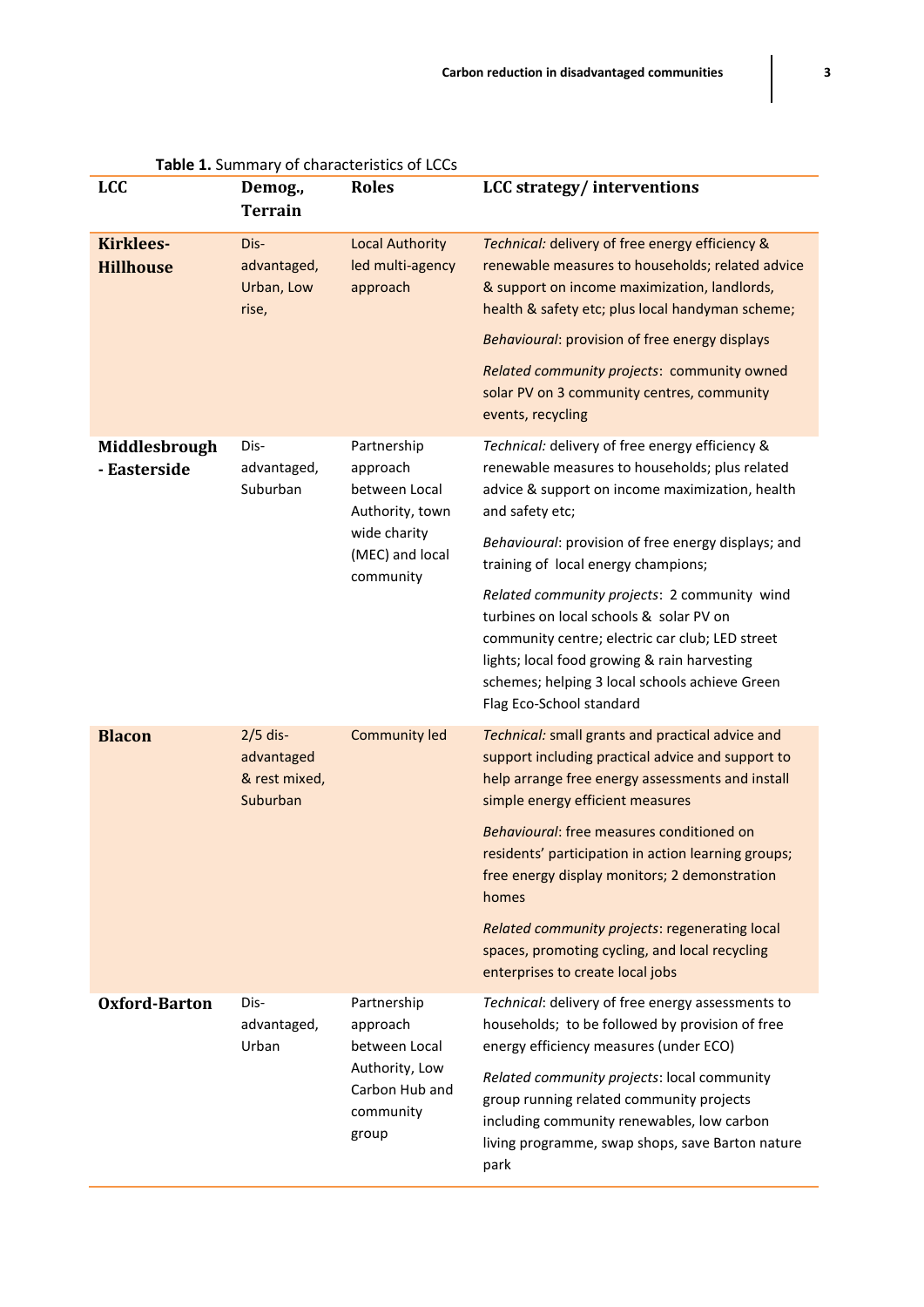**Table 1.** Summary of characteristics of LCCs

| LCC | Demog., Terrain | Roles | LCC strategy/ interventions |
|---|---|---|---|
| **Kirklees-Hillhouse** | Dis-advantaged, Urban, Low rise, | Local Authority led multi-agency approach | *Technical:* delivery of free energy efficiency & renewable measures to households; related advice & support on income maximization, landlords, health & safety etc; plus local handyman scheme;<br>*Behavioural*: provision of free energy displays<br>*Related community projects*: community owned solar PV on 3 community centres, community events, recycling |
| **Middlesbrough - Easterside** | Dis-advantaged, Suburban | Partnership approach between Local Authority, town wide charity (MEC) and local community | *Technical:* delivery of free energy efficiency & renewable measures to households; plus related advice & support on income maximization, health and safety etc;<br>*Behavioural*: provision of free energy displays; and training of local energy champions;<br>*Related community projects*: 2 community wind turbines on local schools & solar PV on community centre; electric car club; LED street lights; local food growing & rain harvesting schemes; helping 3 local schools achieve Green Flag Eco-School standard |
| **Blacon** | 2/5 dis-advantaged & rest mixed, Suburban | Community led | *Technical:* small grants and practical advice and support including practical advice and support to help arrange free energy assessments and install simple energy efficient measures<br>*Behavioural*: free measures conditioned on residents' participation in action learning groups; free energy display monitors; 2 demonstration homes<br>*Related community projects*: regenerating local spaces, promoting cycling, and local recycling enterprises to create local jobs |
| **Oxford-Barton** | Dis-advantaged, Urban | Partnership approach between Local Authority, Low Carbon Hub and community group | *Technical*: delivery of free energy assessments to households; to be followed by provision of free energy efficiency measures (under ECO)<br>*Related community projects*: local community group running related community projects including community renewables, low carbon living programme, swap shops, save Barton nature park |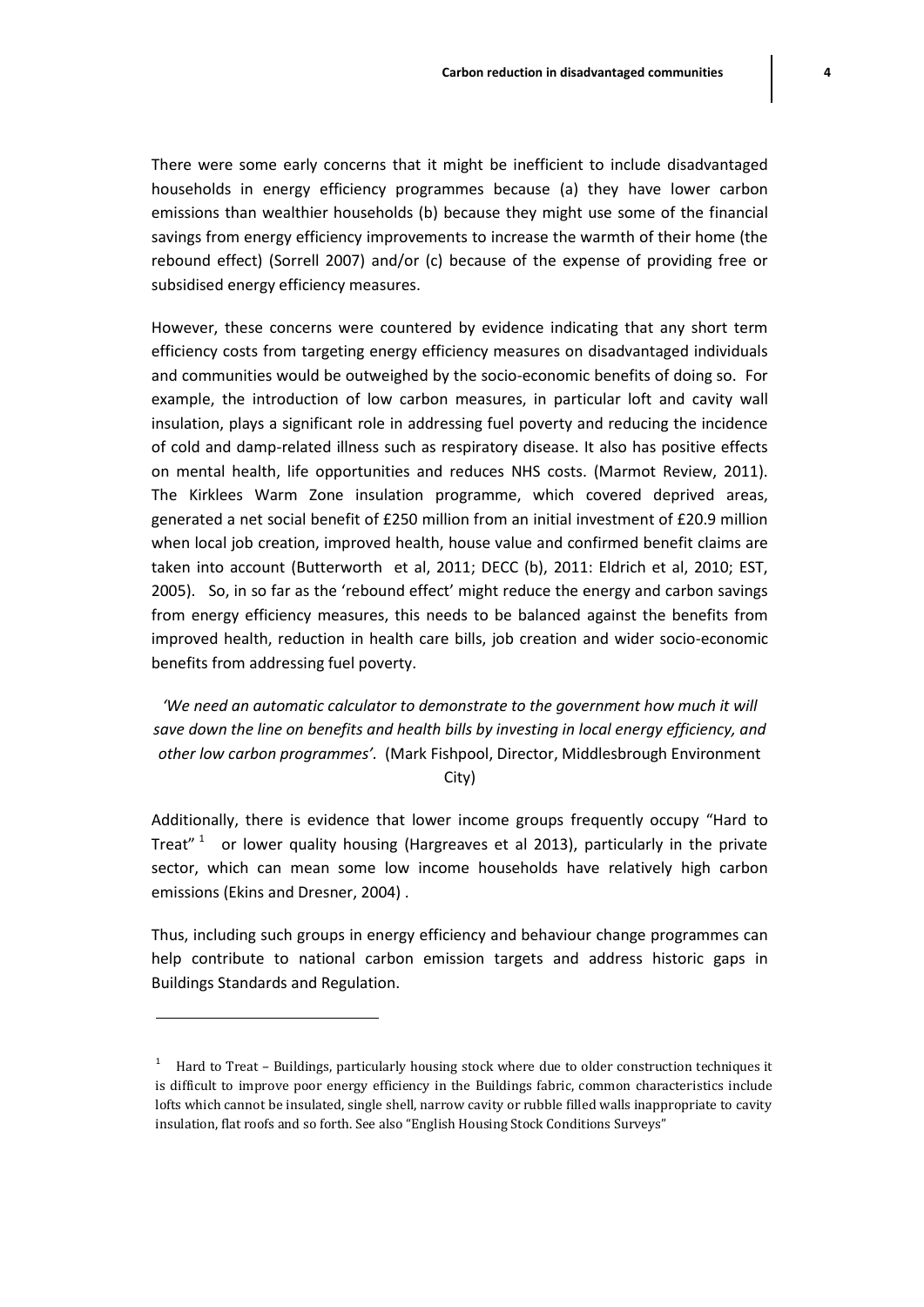There were some early concerns that it might be inefficient to include disadvantaged households in energy efficiency programmes because (a) they have lower carbon emissions than wealthier households (b) because they might use some of the financial savings from energy efficiency improvements to increase the warmth of their home (the rebound effect) (Sorrell 2007) and/or (c) because of the expense of providing free or subsidised energy efficiency measures.

However, these concerns were countered by evidence indicating that any short term efficiency costs from targeting energy efficiency measures on disadvantaged individuals and communities would be outweighed by the socio-economic benefits of doing so. For example, the introduction of low carbon measures, in particular loft and cavity wall insulation, plays a significant role in addressing fuel poverty and reducing the incidence of cold and damp-related illness such as respiratory disease. It also has positive effects on mental health, life opportunities and reduces NHS costs. (Marmot Review, 2011). The Kirklees Warm Zone insulation programme, which covered deprived areas, generated a net social benefit of £250 million from an initial investment of £20.9 million when local job creation, improved health, house value and confirmed benefit claims are taken into account (Butterworth et al, 2011; DECC (b), 2011: Eldrich et al, 2010; EST, 2005). So, in so far as the 'rebound effect' might reduce the energy and carbon savings from energy efficiency measures, this needs to be balanced against the benefits from improved health, reduction in health care bills, job creation and wider socio-economic benefits from addressing fuel poverty.

*'We need an automatic calculator to demonstrate to the government how much it will save down the line on benefits and health bills by investing in local energy efficiency, and other low carbon programmes'.* (Mark Fishpool, Director, Middlesbrough Environment City)

Additionally, there is evidence that lower income groups frequently occupy "Hard to Treat" [1] or lower quality housing (Hargreaves et al 2013), particularly in the private sector, which can mean some low income households have relatively high carbon emissions (Ekins and Dresner, 2004) .

Thus, including such groups in energy efficiency and behaviour change programmes can help contribute to national carbon emission targets and address historic gaps in Buildings Standards and Regulation.

---

[1] Hard to Treat – Buildings, particularly housing stock where due to older construction techniques it is difficult to improve poor energy efficiency in the Buildings fabric, common characteristics include lofts which cannot be insulated, single shell, narrow cavity or rubble filled walls inappropriate to cavity insulation, flat roofs and so forth. See also "English Housing Stock Conditions Surveys"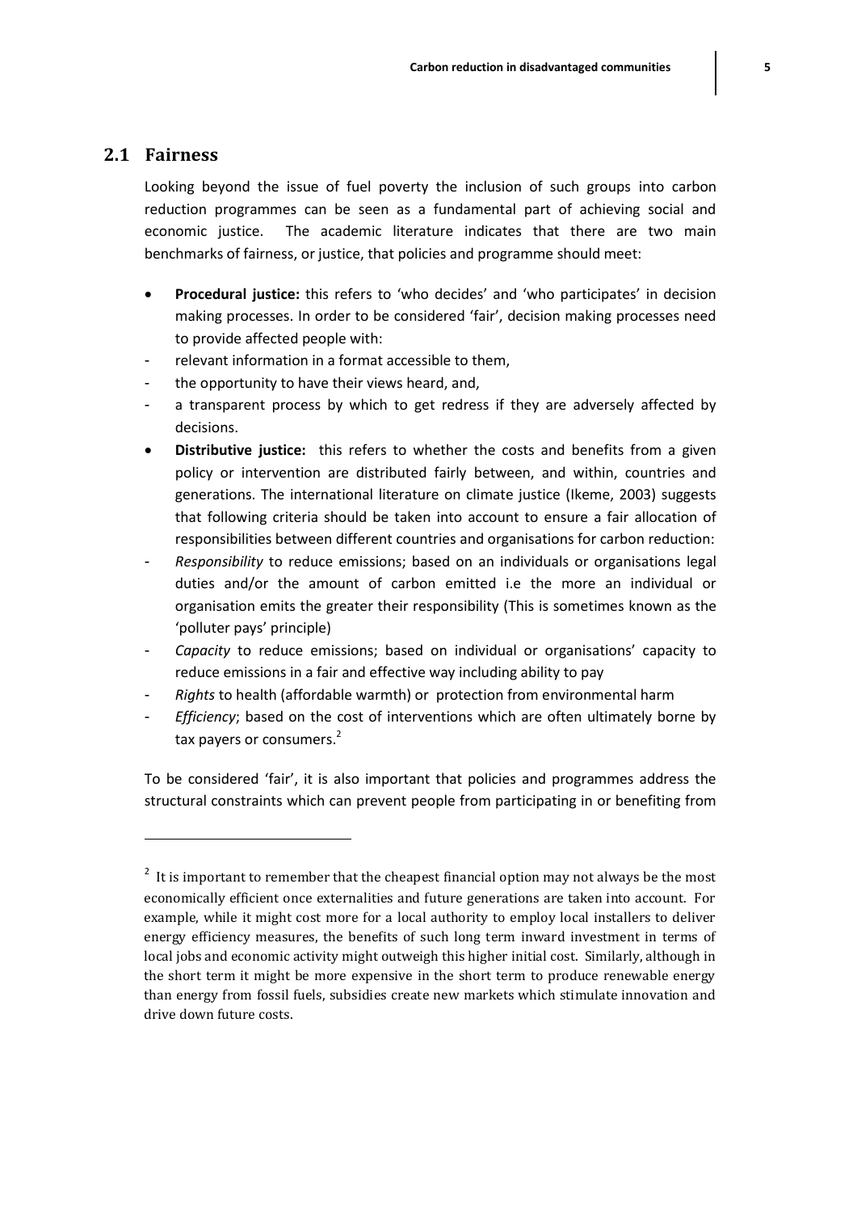## 2.1 Fairness

Looking beyond the issue of fuel poverty the inclusion of such groups into carbon reduction programmes can be seen as a fundamental part of achieving social and economic justice. The academic literature indicates that there are two main benchmarks of fairness, or justice, that policies and programme should meet:

- **Procedural justice:** this refers to 'who decides' and 'who participates' in decision making processes. In order to be considered 'fair', decision making processes need to provide affected people with:
  - relevant information in a format accessible to them,
  - the opportunity to have their views heard, and,
  - a transparent process by which to get redress if they are adversely affected by decisions.
- **Distributive justice:** this refers to whether the costs and benefits from a given policy or intervention are distributed fairly between, and within, countries and generations. The international literature on climate justice (Ikeme, 2003) suggests that following criteria should be taken into account to ensure a fair allocation of responsibilities between different countries and organisations for carbon reduction:
  - *Responsibility* to reduce emissions; based on an individuals or organisations legal duties and/or the amount of carbon emitted i.e the more an individual or organisation emits the greater their responsibility (This is sometimes known as the 'polluter pays' principle)
  - *Capacity* to reduce emissions; based on individual or organisations' capacity to reduce emissions in a fair and effective way including ability to pay
  - *Rights* to health (affordable warmth) or protection from environmental harm
  - *Efficiency*; based on the cost of interventions which are often ultimately borne by tax payers or consumers.[2]

To be considered 'fair', it is also important that policies and programmes address the structural constraints which can prevent people from participating in or benefiting from

[2] It is important to remember that the cheapest financial option may not always be the most economically efficient once externalities and future generations are taken into account. For example, while it might cost more for a local authority to employ local installers to deliver energy efficiency measures, the benefits of such long term inward investment in terms of local jobs and economic activity might outweigh this higher initial cost. Similarly, although in the short term it might be more expensive in the short term to produce renewable energy than energy from fossil fuels, subsidies create new markets which stimulate innovation and drive down future costs.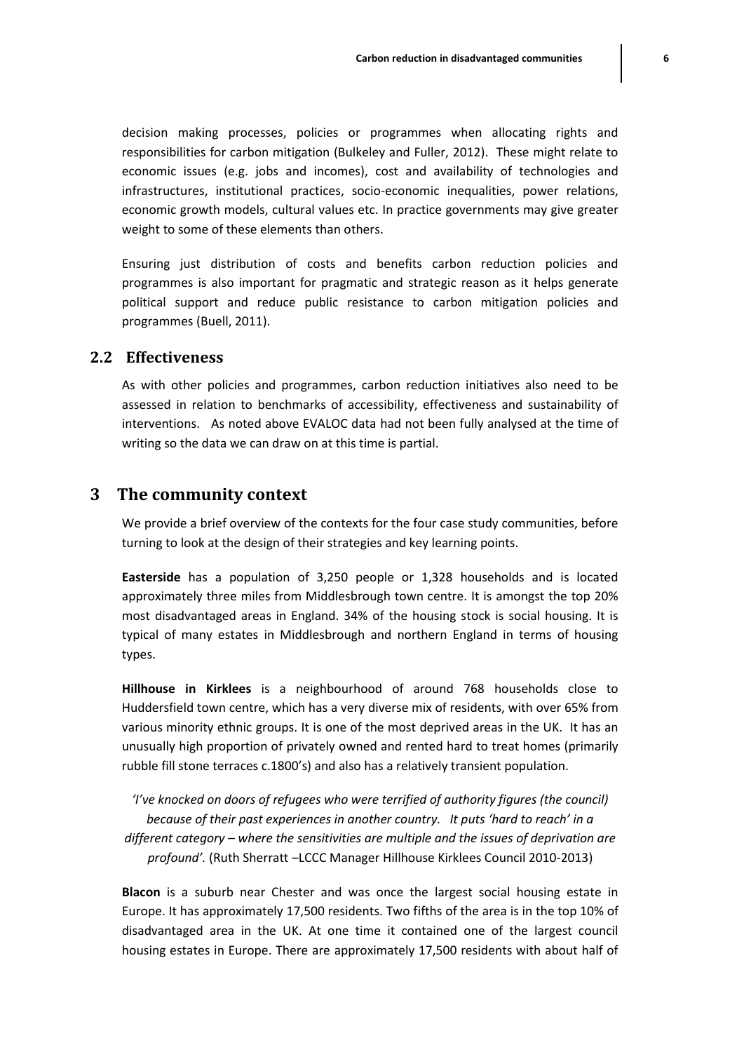decision making processes, policies or programmes when allocating rights and responsibilities for carbon mitigation (Bulkeley and Fuller, 2012). These might relate to economic issues (e.g. jobs and incomes), cost and availability of technologies and infrastructures, institutional practices, socio-economic inequalities, power relations, economic growth models, cultural values etc. In practice governments may give greater weight to some of these elements than others.

Ensuring just distribution of costs and benefits carbon reduction policies and programmes is also important for pragmatic and strategic reason as it helps generate political support and reduce public resistance to carbon mitigation policies and programmes (Buell, 2011).

## 2.2 Effectiveness

As with other policies and programmes, carbon reduction initiatives also need to be assessed in relation to benchmarks of accessibility, effectiveness and sustainability of interventions. As noted above EVALOC data had not been fully analysed at the time of writing so the data we can draw on at this time is partial.

# 3 The community context

We provide a brief overview of the contexts for the four case study communities, before turning to look at the design of their strategies and key learning points.

**Easterside** has a population of 3,250 people or 1,328 households and is located approximately three miles from Middlesbrough town centre. It is amongst the top 20% most disadvantaged areas in England. 34% of the housing stock is social housing. It is typical of many estates in Middlesbrough and northern England in terms of housing types.

**Hillhouse in Kirklees** is a neighbourhood of around 768 households close to Huddersfield town centre, which has a very diverse mix of residents, with over 65% from various minority ethnic groups. It is one of the most deprived areas in the UK. It has an unusually high proportion of privately owned and rented hard to treat homes (primarily rubble fill stone terraces c.1800's) and also has a relatively transient population.

*'I've knocked on doors of refugees who were terrified of authority figures (the council) because of their past experiences in another country. It puts 'hard to reach' in a different category – where the sensitivities are multiple and the issues of deprivation are profound'.* (Ruth Sherratt –LCCC Manager Hillhouse Kirklees Council 2010-2013)

**Blacon** is a suburb near Chester and was once the largest social housing estate in Europe. It has approximately 17,500 residents. Two fifths of the area is in the top 10% of disadvantaged area in the UK. At one time it contained one of the largest council housing estates in Europe. There are approximately 17,500 residents with about half of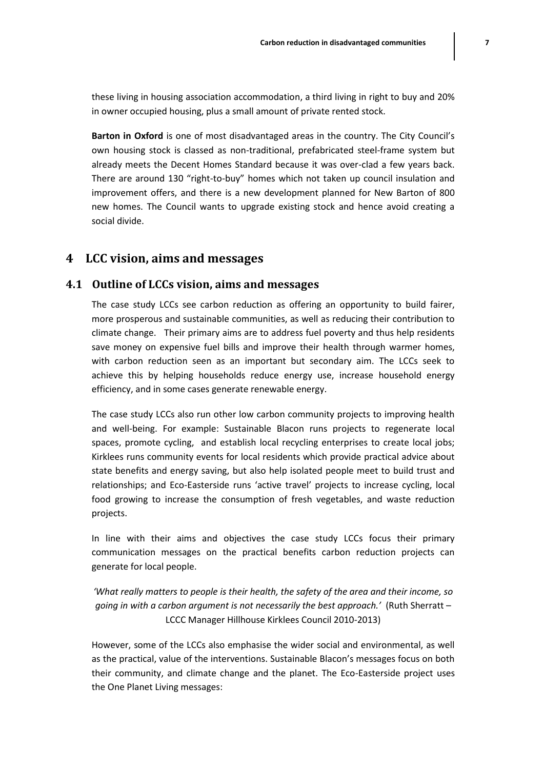these living in housing association accommodation, a third living in right to buy and 20% in owner occupied housing, plus a small amount of private rented stock.

**Barton in Oxford** is one of most disadvantaged areas in the country. The City Council's own housing stock is classed as non-traditional, prefabricated steel-frame system but already meets the Decent Homes Standard because it was over-clad a few years back. There are around 130 "right-to-buy" homes which not taken up council insulation and improvement offers, and there is a new development planned for New Barton of 800 new homes. The Council wants to upgrade existing stock and hence avoid creating a social divide.

# 4 LCC vision, aims and messages

## 4.1 Outline of LCCs vision, aims and messages

The case study LCCs see carbon reduction as offering an opportunity to build fairer, more prosperous and sustainable communities, as well as reducing their contribution to climate change. Their primary aims are to address fuel poverty and thus help residents save money on expensive fuel bills and improve their health through warmer homes, with carbon reduction seen as an important but secondary aim. The LCCs seek to achieve this by helping households reduce energy use, increase household energy efficiency, and in some cases generate renewable energy.

The case study LCCs also run other low carbon community projects to improving health and well-being. For example: Sustainable Blacon runs projects to regenerate local spaces, promote cycling, and establish local recycling enterprises to create local jobs; Kirklees runs community events for local residents which provide practical advice about state benefits and energy saving, but also help isolated people meet to build trust and relationships; and Eco-Easterside runs 'active travel' projects to increase cycling, local food growing to increase the consumption of fresh vegetables, and waste reduction projects.

In line with their aims and objectives the case study LCCs focus their primary communication messages on the practical benefits carbon reduction projects can generate for local people.

*'What really matters to people is their health, the safety of the area and their income, so going in with a carbon argument is not necessarily the best approach.'* (Ruth Sherratt – LCCC Manager Hillhouse Kirklees Council 2010-2013)

However, some of the LCCs also emphasise the wider social and environmental, as well as the practical, value of the interventions. Sustainable Blacon's messages focus on both their community, and climate change and the planet. The Eco-Easterside project uses the One Planet Living messages: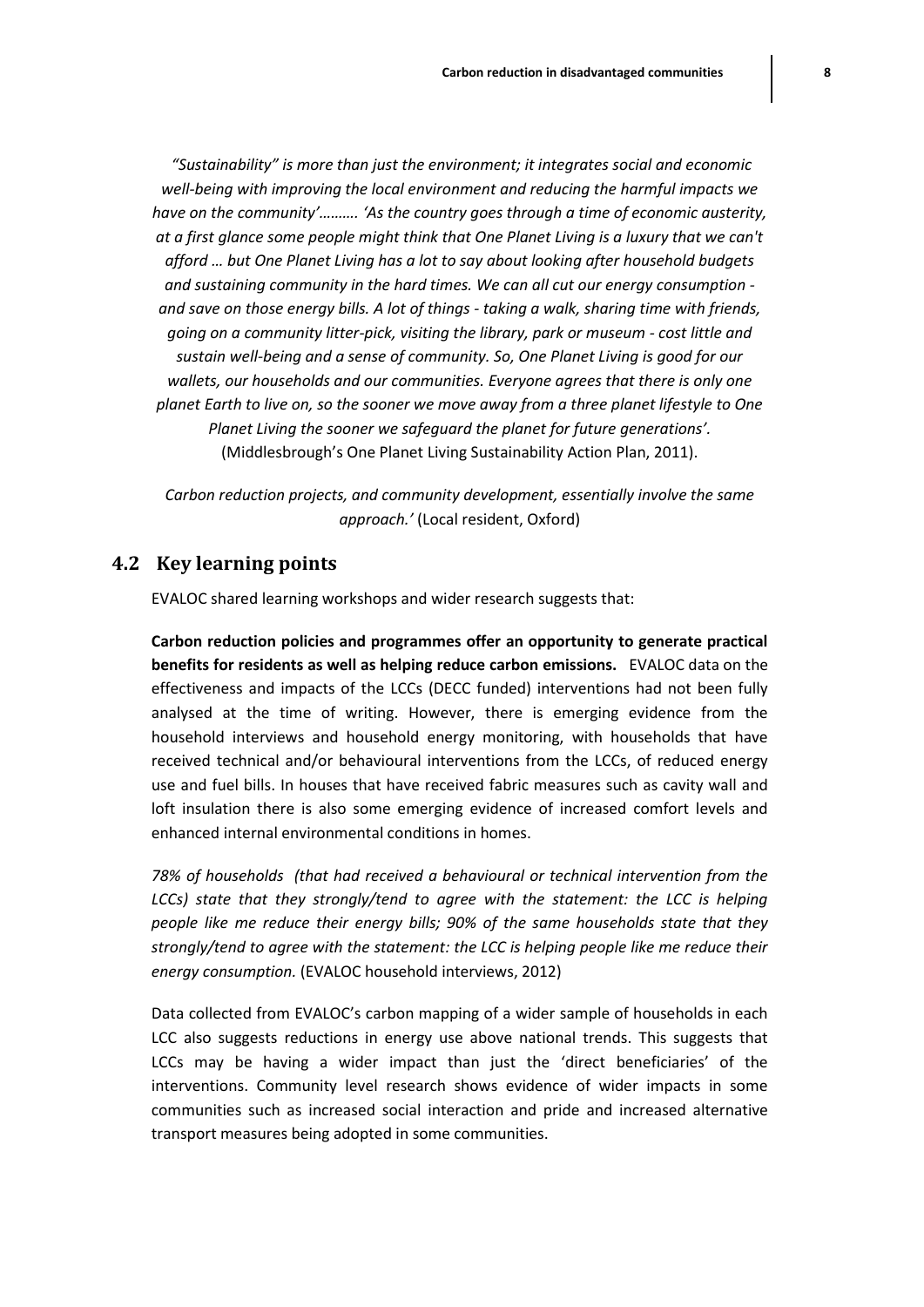*"Sustainability" is more than just the environment; it integrates social and economic well-being with improving the local environment and reducing the harmful impacts we have on the community'………. 'As the country goes through a time of economic austerity, at a first glance some people might think that One Planet Living is a luxury that we can't afford … but One Planet Living has a lot to say about looking after household budgets and sustaining community in the hard times. We can all cut our energy consumption - and save on those energy bills. A lot of things - taking a walk, sharing time with friends, going on a community litter-pick, visiting the library, park or museum - cost little and sustain well-being and a sense of community. So, One Planet Living is good for our wallets, our households and our communities. Everyone agrees that there is only one planet Earth to live on, so the sooner we move away from a three planet lifestyle to One Planet Living the sooner we safeguard the planet for future generations'.* (Middlesbrough's One Planet Living Sustainability Action Plan, 2011).

*Carbon reduction projects, and community development, essentially involve the same approach.'* (Local resident, Oxford)

## 4.2 Key learning points

EVALOC shared learning workshops and wider research suggests that:

**Carbon reduction policies and programmes offer an opportunity to generate practical benefits for residents as well as helping reduce carbon emissions.** EVALOC data on the effectiveness and impacts of the LCCs (DECC funded) interventions had not been fully analysed at the time of writing. However, there is emerging evidence from the household interviews and household energy monitoring, with households that have received technical and/or behavioural interventions from the LCCs, of reduced energy use and fuel bills. In houses that have received fabric measures such as cavity wall and loft insulation there is also some emerging evidence of increased comfort levels and enhanced internal environmental conditions in homes.

*78% of households (that had received a behavioural or technical intervention from the LCCs) state that they strongly/tend to agree with the statement: the LCC is helping people like me reduce their energy bills; 90% of the same households state that they strongly/tend to agree with the statement: the LCC is helping people like me reduce their energy consumption.* (EVALOC household interviews, 2012)

Data collected from EVALOC's carbon mapping of a wider sample of households in each LCC also suggests reductions in energy use above national trends. This suggests that LCCs may be having a wider impact than just the 'direct beneficiaries' of the interventions. Community level research shows evidence of wider impacts in some communities such as increased social interaction and pride and increased alternative transport measures being adopted in some communities.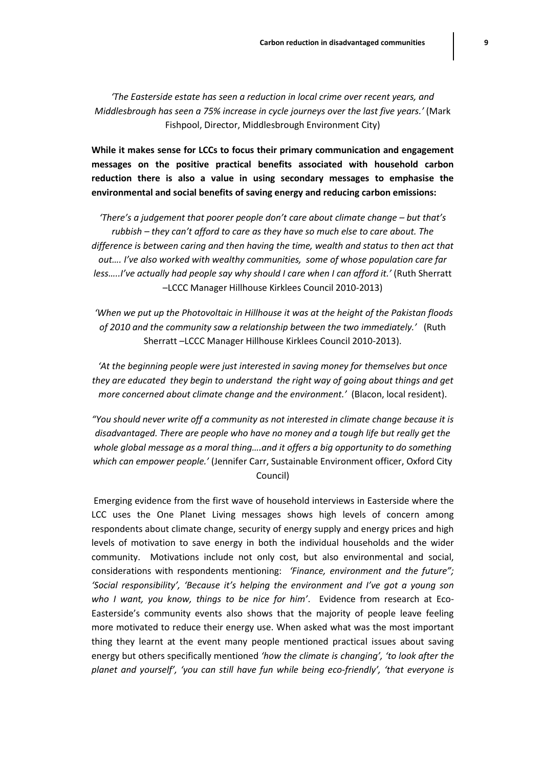*'The Easterside estate has seen a reduction in local crime over recent years, and Middlesbrough has seen a 75% increase in cycle journeys over the last five years.'* (Mark Fishpool, Director, Middlesbrough Environment City)

**While it makes sense for LCCs to focus their primary communication and engagement messages on the positive practical benefits associated with household carbon reduction there is also a value in using secondary messages to emphasise the environmental and social benefits of saving energy and reducing carbon emissions:**

*'There's a judgement that poorer people don't care about climate change – but that's rubbish – they can't afford to care as they have so much else to care about. The difference is between caring and then having the time, wealth and status to then act that out…. I've also worked with wealthy communities, some of whose population care far less…..I've actually had people say why should I care when I can afford it.'* (Ruth Sherratt –LCCC Manager Hillhouse Kirklees Council 2010-2013)

*'When we put up the Photovoltaic in Hillhouse it was at the height of the Pakistan floods of 2010 and the community saw a relationship between the two immediately.'* (Ruth Sherratt –LCCC Manager Hillhouse Kirklees Council 2010-2013).

*'At the beginning people were just interested in saving money for themselves but once they are educated they begin to understand the right way of going about things and get more concerned about climate change and the environment.'* (Blacon, local resident).

*"You should never write off a community as not interested in climate change because it is disadvantaged. There are people who have no money and a tough life but really get the whole global message as a moral thing….and it offers a big opportunity to do something which can empower people.'* (Jennifer Carr, Sustainable Environment officer, Oxford City Council)

Emerging evidence from the first wave of household interviews in Easterside where the LCC uses the One Planet Living messages shows high levels of concern among respondents about climate change, security of energy supply and energy prices and high levels of motivation to save energy in both the individual households and the wider community. Motivations include not only cost, but also environmental and social, considerations with respondents mentioning: *'Finance, environment and the future"; 'Social responsibility', 'Because it's helping the environment and I've got a young son who I want, you know, things to be nice for him'*. Evidence from research at Eco-Easterside's community events also shows that the majority of people leave feeling more motivated to reduce their energy use. When asked what was the most important thing they learnt at the event many people mentioned practical issues about saving energy but others specifically mentioned *'how the climate is changing', 'to look after the planet and yourself', 'you can still have fun while being eco-friendly', 'that everyone is*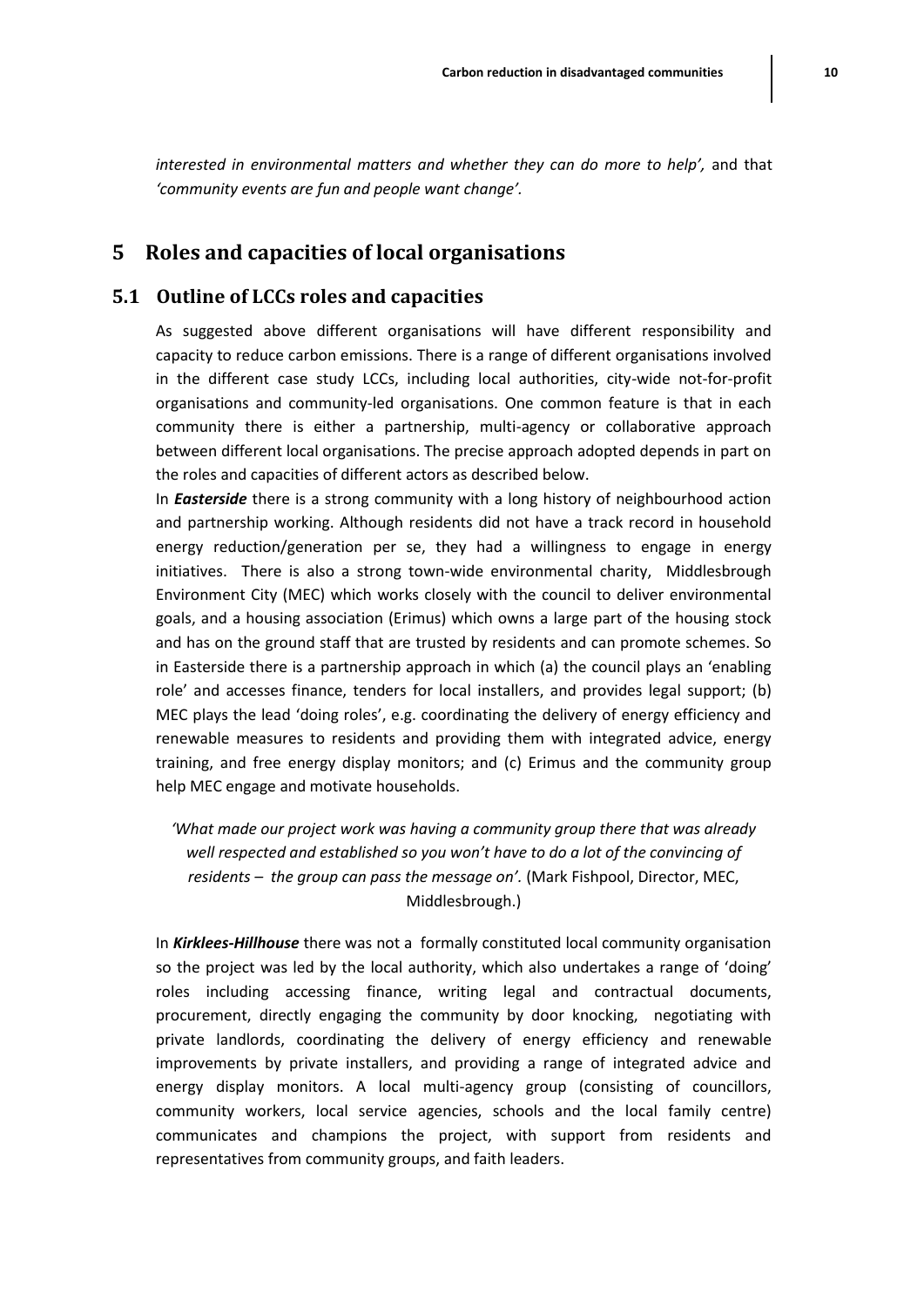*interested in environmental matters and whether they can do more to help',* and that *'community events are fun and people want change'.*

# 5 Roles and capacities of local organisations

## 5.1 Outline of LCCs roles and capacities

As suggested above different organisations will have different responsibility and capacity to reduce carbon emissions. There is a range of different organisations involved in the different case study LCCs, including local authorities, city-wide not-for-profit organisations and community-led organisations. One common feature is that in each community there is either a partnership, multi-agency or collaborative approach between different local organisations. The precise approach adopted depends in part on the roles and capacities of different actors as described below.

In ***Easterside*** there is a strong community with a long history of neighbourhood action and partnership working. Although residents did not have a track record in household energy reduction/generation per se, they had a willingness to engage in energy initiatives. There is also a strong town-wide environmental charity, Middlesbrough Environment City (MEC) which works closely with the council to deliver environmental goals, and a housing association (Erimus) which owns a large part of the housing stock and has on the ground staff that are trusted by residents and can promote schemes. So in Easterside there is a partnership approach in which (a) the council plays an 'enabling role' and accesses finance, tenders for local installers, and provides legal support; (b) MEC plays the lead 'doing roles', e.g. coordinating the delivery of energy efficiency and renewable measures to residents and providing them with integrated advice, energy training, and free energy display monitors; and (c) Erimus and the community group help MEC engage and motivate households.

*'What made our project work was having a community group there that was already well respected and established so you won't have to do a lot of the convincing of residents – the group can pass the message on'.* (Mark Fishpool, Director, MEC, Middlesbrough.)

In ***Kirklees-Hillhouse*** there was not a formally constituted local community organisation so the project was led by the local authority, which also undertakes a range of 'doing' roles including accessing finance, writing legal and contractual documents, procurement, directly engaging the community by door knocking, negotiating with private landlords, coordinating the delivery of energy efficiency and renewable improvements by private installers, and providing a range of integrated advice and energy display monitors. A local multi-agency group (consisting of councillors, community workers, local service agencies, schools and the local family centre) communicates and champions the project, with support from residents and representatives from community groups, and faith leaders.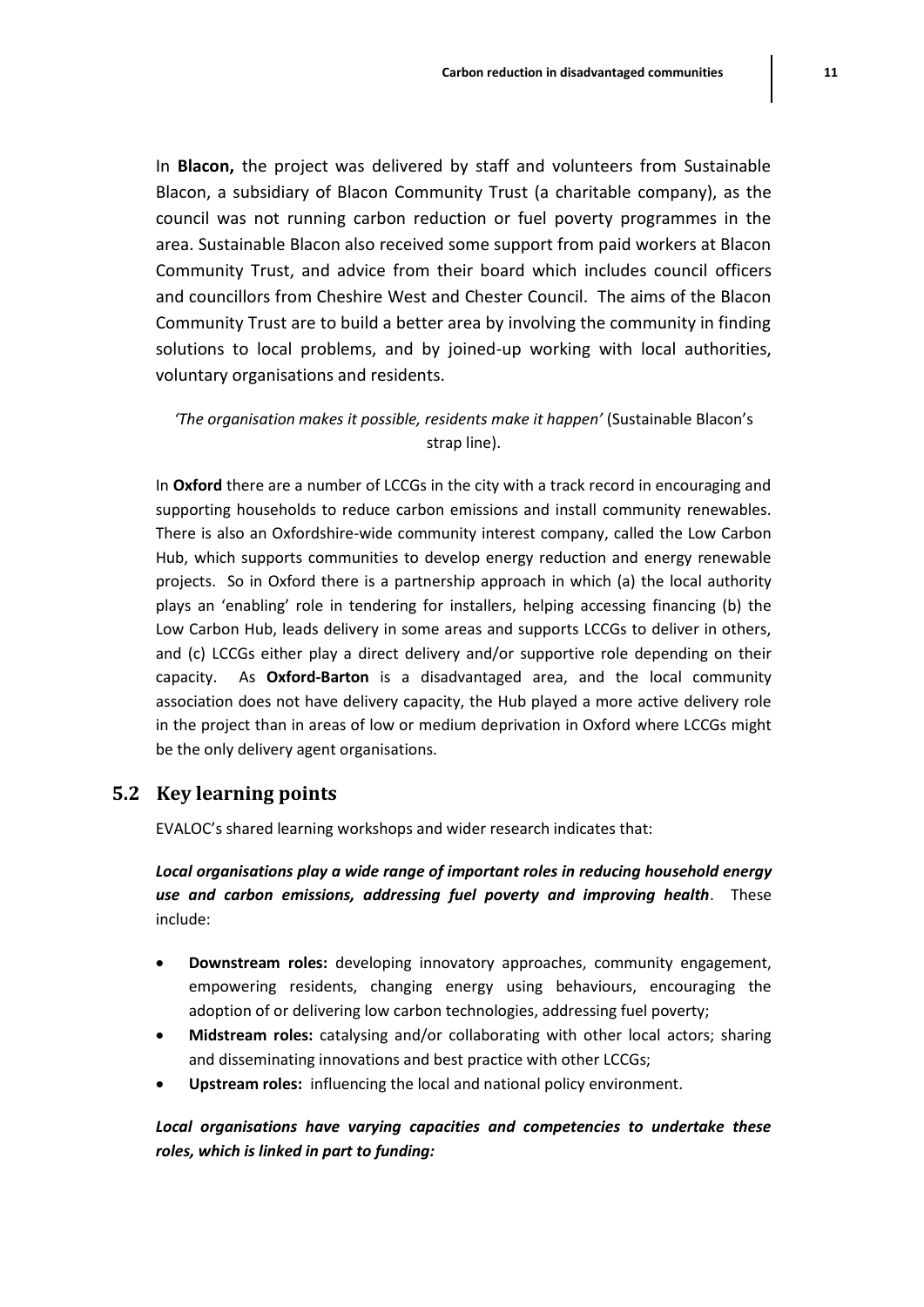In **Blacon,** the project was delivered by staff and volunteers from Sustainable Blacon, a subsidiary of Blacon Community Trust (a charitable company), as the council was not running carbon reduction or fuel poverty programmes in the area. Sustainable Blacon also received some support from paid workers at Blacon Community Trust, and advice from their board which includes council officers and councillors from Cheshire West and Chester Council. The aims of the Blacon Community Trust are to build a better area by involving the community in finding solutions to local problems, and by joined-up working with local authorities, voluntary organisations and residents.

*'The organisation makes it possible, residents make it happen'* (Sustainable Blacon's strap line).

In **Oxford** there are a number of LCCGs in the city with a track record in encouraging and supporting households to reduce carbon emissions and install community renewables. There is also an Oxfordshire-wide community interest company, called the Low Carbon Hub, which supports communities to develop energy reduction and energy renewable projects. So in Oxford there is a partnership approach in which (a) the local authority plays an 'enabling' role in tendering for installers, helping accessing financing (b) the Low Carbon Hub, leads delivery in some areas and supports LCCGs to deliver in others, and (c) LCCGs either play a direct delivery and/or supportive role depending on their capacity. As **Oxford-Barton** is a disadvantaged area, and the local community association does not have delivery capacity, the Hub played a more active delivery role in the project than in areas of low or medium deprivation in Oxford where LCCGs might be the only delivery agent organisations.

## 5.2 Key learning points

EVALOC's shared learning workshops and wider research indicates that:

***Local organisations play a wide range of important roles in reducing household energy use and carbon emissions, addressing fuel poverty and improving health***. These include:

- **Downstream roles:** developing innovatory approaches, community engagement, empowering residents, changing energy using behaviours, encouraging the adoption of or delivering low carbon technologies, addressing fuel poverty;
- **Midstream roles:** catalysing and/or collaborating with other local actors; sharing and disseminating innovations and best practice with other LCCGs;
- **Upstream roles:** influencing the local and national policy environment.

***Local organisations have varying capacities and competencies to undertake these roles, which is linked in part to funding:***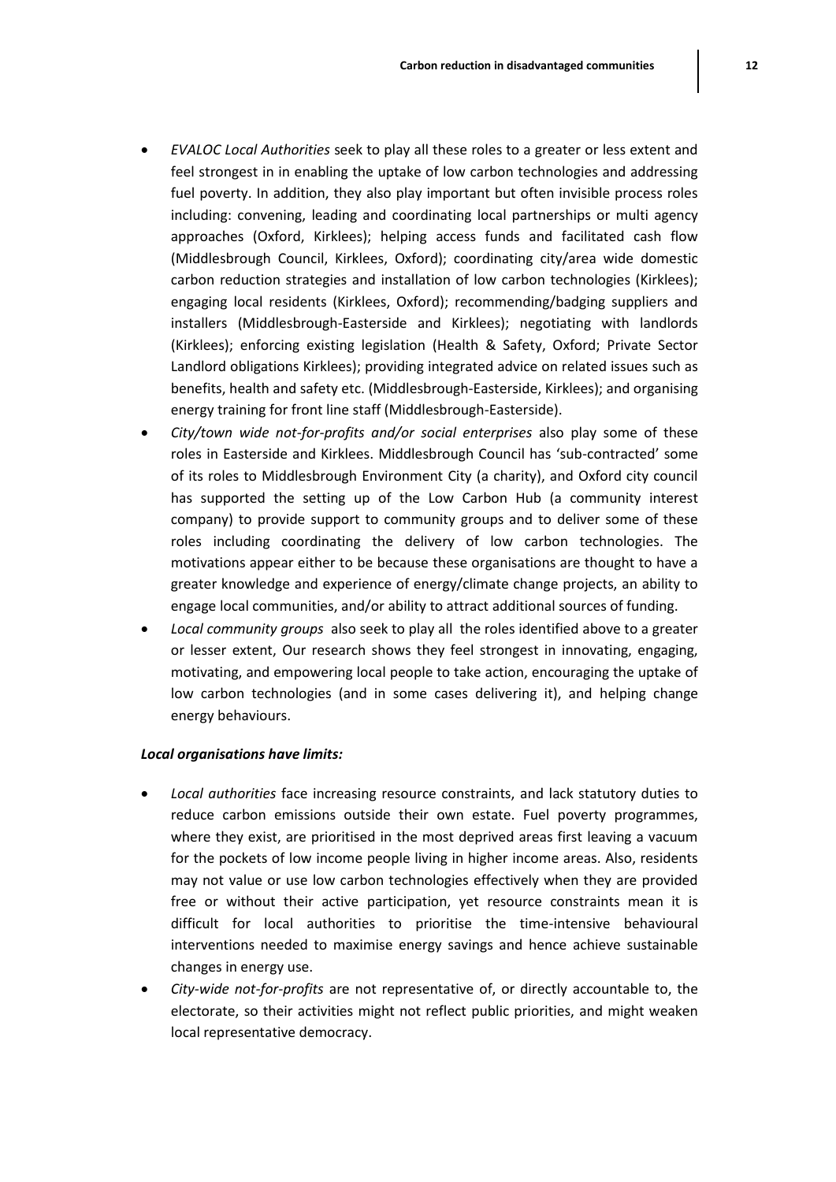- *EVALOC Local Authorities* seek to play all these roles to a greater or less extent and feel strongest in in enabling the uptake of low carbon technologies and addressing fuel poverty. In addition, they also play important but often invisible process roles including: convening, leading and coordinating local partnerships or multi agency approaches (Oxford, Kirklees); helping access funds and facilitated cash flow (Middlesbrough Council, Kirklees, Oxford); coordinating city/area wide domestic carbon reduction strategies and installation of low carbon technologies (Kirklees); engaging local residents (Kirklees, Oxford); recommending/badging suppliers and installers (Middlesbrough-Easterside and Kirklees); negotiating with landlords (Kirklees); enforcing existing legislation (Health & Safety, Oxford; Private Sector Landlord obligations Kirklees); providing integrated advice on related issues such as benefits, health and safety etc. (Middlesbrough-Easterside, Kirklees); and organising energy training for front line staff (Middlesbrough-Easterside).
- *City/town wide not-for-profits and/or social enterprises* also play some of these roles in Easterside and Kirklees. Middlesbrough Council has 'sub-contracted' some of its roles to Middlesbrough Environment City (a charity), and Oxford city council has supported the setting up of the Low Carbon Hub (a community interest company) to provide support to community groups and to deliver some of these roles including coordinating the delivery of low carbon technologies. The motivations appear either to be because these organisations are thought to have a greater knowledge and experience of energy/climate change projects, an ability to engage local communities, and/or ability to attract additional sources of funding.
- *Local community groups* also seek to play all the roles identified above to a greater or lesser extent, Our research shows they feel strongest in innovating, engaging, motivating, and empowering local people to take action, encouraging the uptake of low carbon technologies (and in some cases delivering it), and helping change energy behaviours.

***Local organisations have limits:***

- *Local authorities* face increasing resource constraints, and lack statutory duties to reduce carbon emissions outside their own estate. Fuel poverty programmes, where they exist, are prioritised in the most deprived areas first leaving a vacuum for the pockets of low income people living in higher income areas. Also, residents may not value or use low carbon technologies effectively when they are provided free or without their active participation, yet resource constraints mean it is difficult for local authorities to prioritise the time-intensive behavioural interventions needed to maximise energy savings and hence achieve sustainable changes in energy use.
- *City-wide not-for-profits* are not representative of, or directly accountable to, the electorate, so their activities might not reflect public priorities, and might weaken local representative democracy.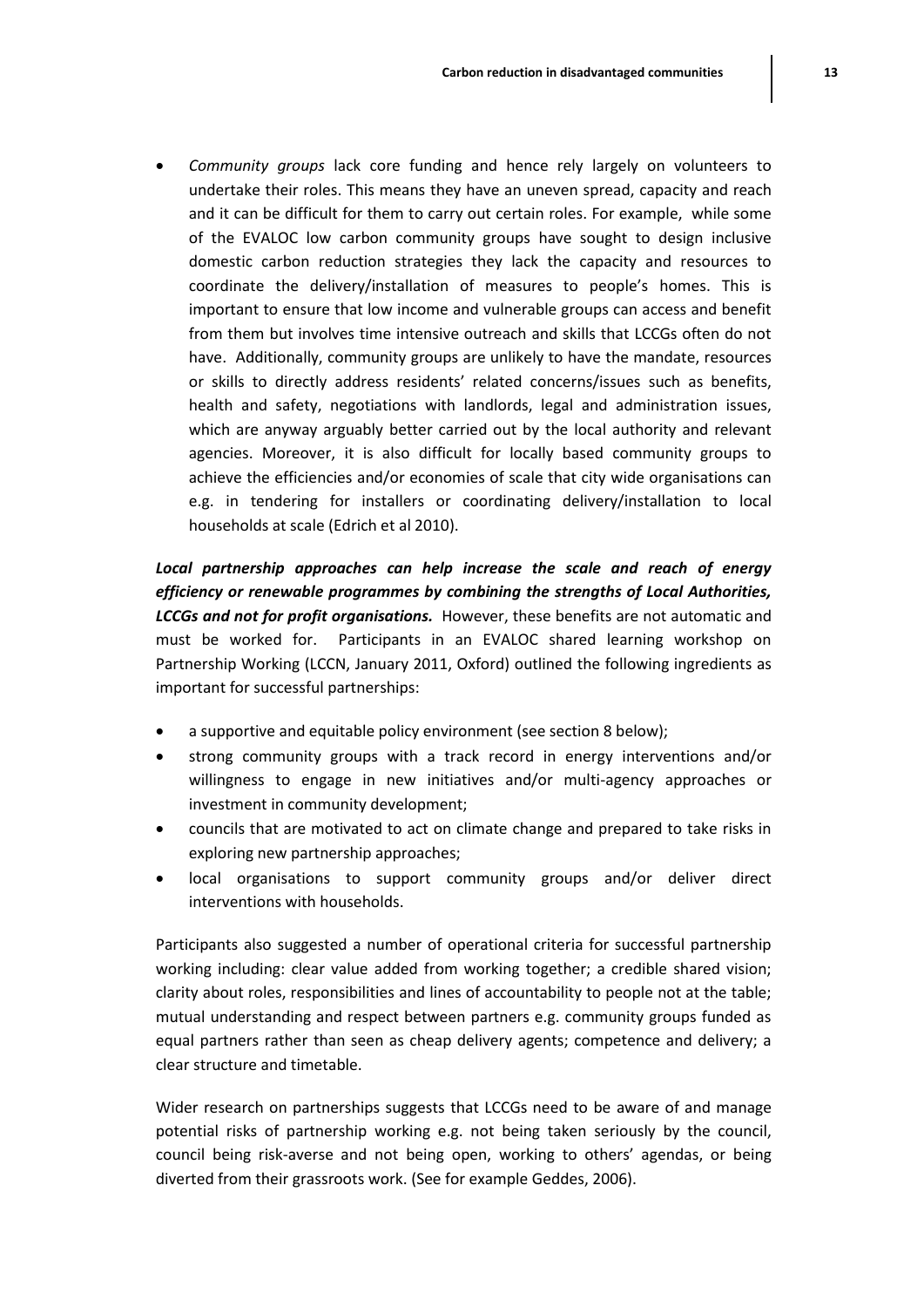- *Community groups* lack core funding and hence rely largely on volunteers to undertake their roles. This means they have an uneven spread, capacity and reach and it can be difficult for them to carry out certain roles. For example, while some of the EVALOC low carbon community groups have sought to design inclusive domestic carbon reduction strategies they lack the capacity and resources to coordinate the delivery/installation of measures to people's homes. This is important to ensure that low income and vulnerable groups can access and benefit from them but involves time intensive outreach and skills that LCCGs often do not have. Additionally, community groups are unlikely to have the mandate, resources or skills to directly address residents' related concerns/issues such as benefits, health and safety, negotiations with landlords, legal and administration issues, which are anyway arguably better carried out by the local authority and relevant agencies. Moreover, it is also difficult for locally based community groups to achieve the efficiencies and/or economies of scale that city wide organisations can e.g. in tendering for installers or coordinating delivery/installation to local households at scale (Edrich et al 2010).

***Local partnership approaches can help increase the scale and reach of energy efficiency or renewable programmes by combining the strengths of Local Authorities, LCCGs and not for profit organisations.*** However, these benefits are not automatic and must be worked for. Participants in an EVALOC shared learning workshop on Partnership Working (LCCN, January 2011, Oxford) outlined the following ingredients as important for successful partnerships:

- a supportive and equitable policy environment (see section 8 below);
- strong community groups with a track record in energy interventions and/or willingness to engage in new initiatives and/or multi-agency approaches or investment in community development;
- councils that are motivated to act on climate change and prepared to take risks in exploring new partnership approaches;
- local organisations to support community groups and/or deliver direct interventions with households.

Participants also suggested a number of operational criteria for successful partnership working including: clear value added from working together; a credible shared vision; clarity about roles, responsibilities and lines of accountability to people not at the table; mutual understanding and respect between partners e.g. community groups funded as equal partners rather than seen as cheap delivery agents; competence and delivery; a clear structure and timetable.

Wider research on partnerships suggests that LCCGs need to be aware of and manage potential risks of partnership working e.g. not being taken seriously by the council, council being risk-averse and not being open, working to others' agendas, or being diverted from their grassroots work. (See for example Geddes, 2006).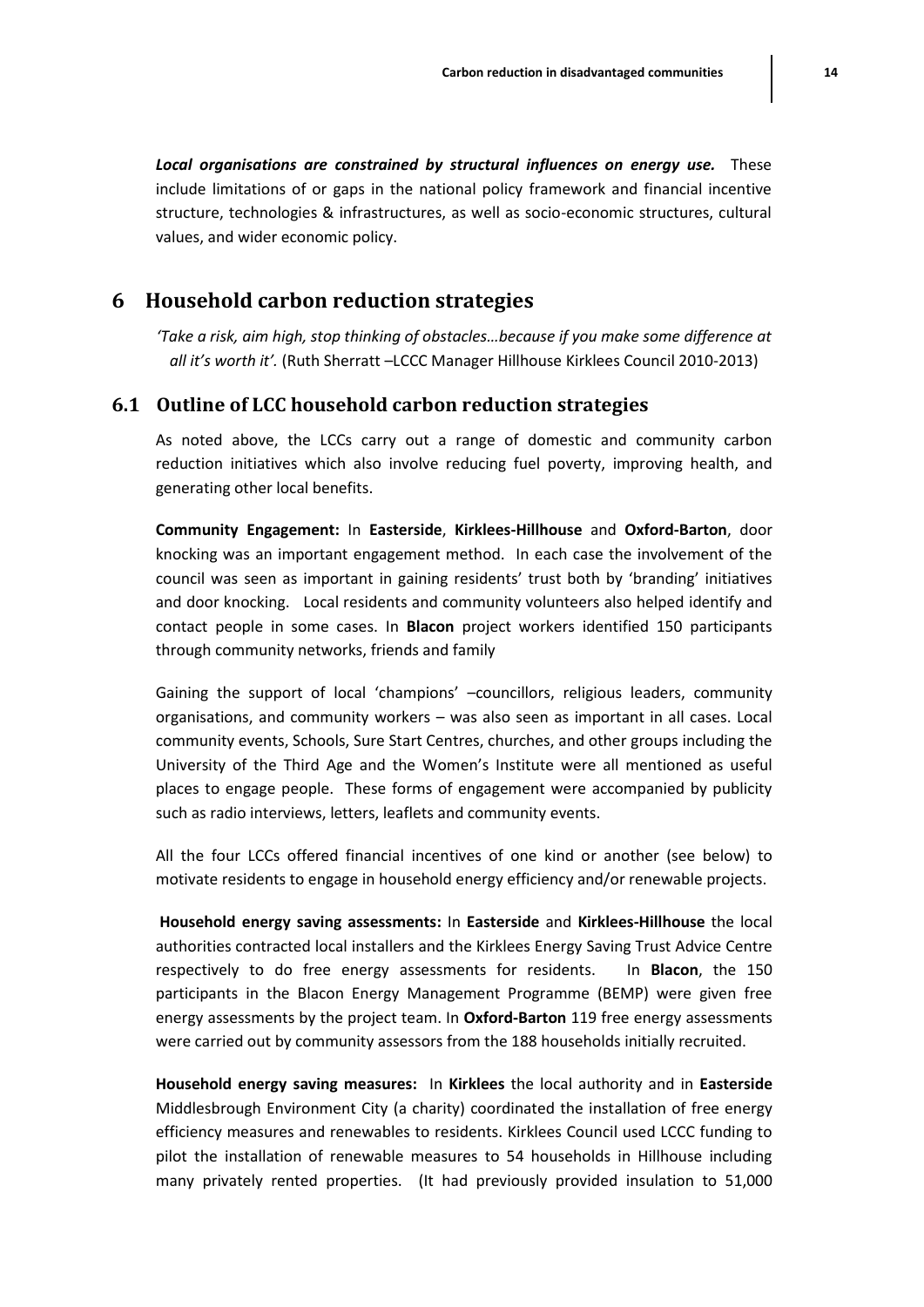***Local organisations are constrained by structural influences on energy use.*** These include limitations of or gaps in the national policy framework and financial incentive structure, technologies & infrastructures, as well as socio-economic structures, cultural values, and wider economic policy.

# 6 Household carbon reduction strategies

*'Take a risk, aim high, stop thinking of obstacles…because if you make some difference at all it's worth it'.* (Ruth Sherratt –LCCC Manager Hillhouse Kirklees Council 2010-2013)

## 6.1 Outline of LCC household carbon reduction strategies

As noted above, the LCCs carry out a range of domestic and community carbon reduction initiatives which also involve reducing fuel poverty, improving health, and generating other local benefits.

**Community Engagement:** In **Easterside**, **Kirklees-Hillhouse** and **Oxford-Barton**, door knocking was an important engagement method. In each case the involvement of the council was seen as important in gaining residents' trust both by 'branding' initiatives and door knocking. Local residents and community volunteers also helped identify and contact people in some cases. In **Blacon** project workers identified 150 participants through community networks, friends and family

Gaining the support of local 'champions' –councillors, religious leaders, community organisations, and community workers – was also seen as important in all cases. Local community events, Schools, Sure Start Centres, churches, and other groups including the University of the Third Age and the Women's Institute were all mentioned as useful places to engage people. These forms of engagement were accompanied by publicity such as radio interviews, letters, leaflets and community events.

All the four LCCs offered financial incentives of one kind or another (see below) to motivate residents to engage in household energy efficiency and/or renewable projects.

**Household energy saving assessments:** In **Easterside** and **Kirklees-Hillhouse** the local authorities contracted local installers and the Kirklees Energy Saving Trust Advice Centre respectively to do free energy assessments for residents. In **Blacon**, the 150 participants in the Blacon Energy Management Programme (BEMP) were given free energy assessments by the project team. In **Oxford-Barton** 119 free energy assessments were carried out by community assessors from the 188 households initially recruited.

**Household energy saving measures:** In **Kirklees** the local authority and in **Easterside** Middlesbrough Environment City (a charity) coordinated the installation of free energy efficiency measures and renewables to residents. Kirklees Council used LCCC funding to pilot the installation of renewable measures to 54 households in Hillhouse including many privately rented properties. (It had previously provided insulation to 51,000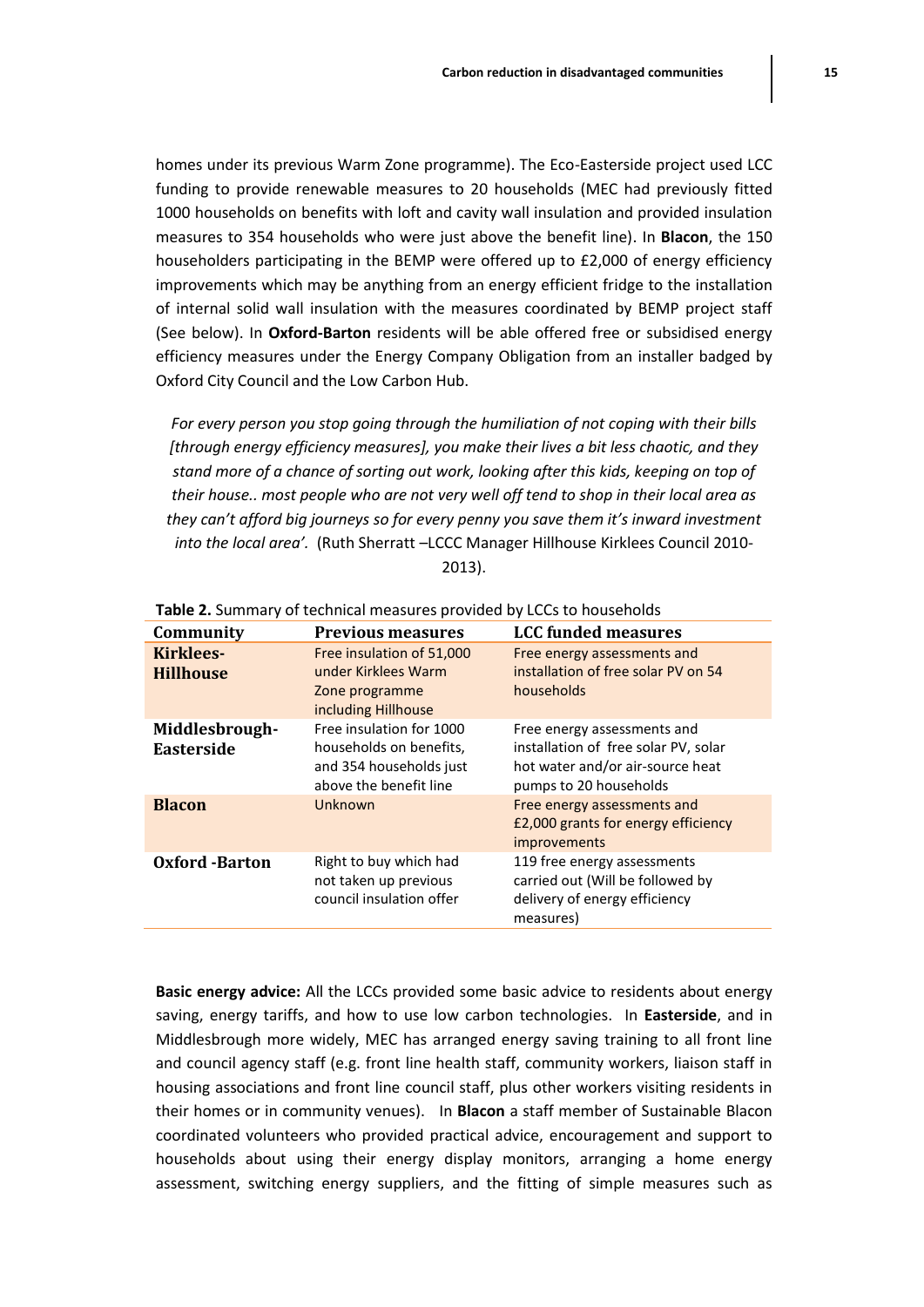homes under its previous Warm Zone programme). The Eco-Easterside project used LCC funding to provide renewable measures to 20 households (MEC had previously fitted 1000 households on benefits with loft and cavity wall insulation and provided insulation measures to 354 households who were just above the benefit line). In **Blacon**, the 150 householders participating in the BEMP were offered up to £2,000 of energy efficiency improvements which may be anything from an energy efficient fridge to the installation of internal solid wall insulation with the measures coordinated by BEMP project staff (See below). In **Oxford-Barton** residents will be able offered free or subsidised energy efficiency measures under the Energy Company Obligation from an installer badged by Oxford City Council and the Low Carbon Hub.

*For every person you stop going through the humiliation of not coping with their bills [through energy efficiency measures], you make their lives a bit less chaotic, and they stand more of a chance of sorting out work, looking after this kids, keeping on top of their house.. most people who are not very well off tend to shop in their local area as they can't afford big journeys so for every penny you save them it's inward investment into the local area'.* (Ruth Sherratt –LCCC Manager Hillhouse Kirklees Council 2010-2013).

**Table 2.** Summary of technical measures provided by LCCs to households

| Community | Previous measures | LCC funded measures |
|---|---|---|
| **Kirklees-Hillhouse** | Free insulation of 51,000 under Kirklees Warm Zone programme including Hillhouse | Free energy assessments and installation of free solar PV on 54 households |
| **Middlesbrough-Easterside** | Free insulation for 1000 households on benefits, and 354 households just above the benefit line | Free energy assessments and installation of free solar PV, solar hot water and/or air-source heat pumps to 20 households |
| **Blacon** | Unknown | Free energy assessments and £2,000 grants for energy efficiency improvements |
| **Oxford -Barton** | Right to buy which had not taken up previous council insulation offer | 119 free energy assessments carried out (Will be followed by delivery of energy efficiency measures) |

**Basic energy advice:** All the LCCs provided some basic advice to residents about energy saving, energy tariffs, and how to use low carbon technologies. In **Easterside**, and in Middlesbrough more widely, MEC has arranged energy saving training to all front line and council agency staff (e.g. front line health staff, community workers, liaison staff in housing associations and front line council staff, plus other workers visiting residents in their homes or in community venues). In **Blacon** a staff member of Sustainable Blacon coordinated volunteers who provided practical advice, encouragement and support to households about using their energy display monitors, arranging a home energy assessment, switching energy suppliers, and the fitting of simple measures such as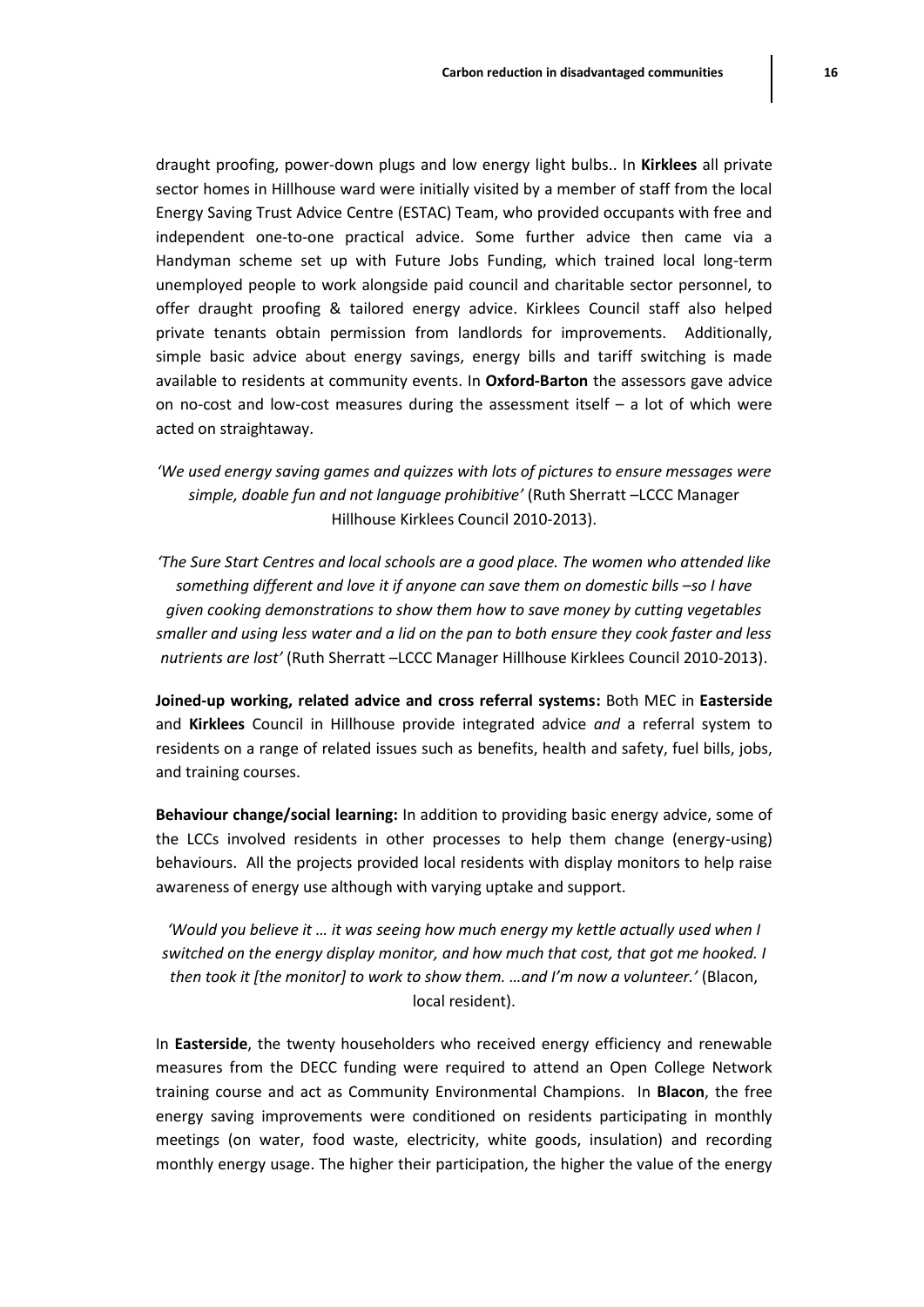draught proofing, power-down plugs and low energy light bulbs.. In **Kirklees** all private sector homes in Hillhouse ward were initially visited by a member of staff from the local Energy Saving Trust Advice Centre (ESTAC) Team, who provided occupants with free and independent one-to-one practical advice. Some further advice then came via a Handyman scheme set up with Future Jobs Funding, which trained local long-term unemployed people to work alongside paid council and charitable sector personnel, to offer draught proofing & tailored energy advice. Kirklees Council staff also helped private tenants obtain permission from landlords for improvements. Additionally, simple basic advice about energy savings, energy bills and tariff switching is made available to residents at community events. In **Oxford-Barton** the assessors gave advice on no-cost and low-cost measures during the assessment itself – a lot of which were acted on straightaway.

*'We used energy saving games and quizzes with lots of pictures to ensure messages were simple, doable fun and not language prohibitive'* (Ruth Sherratt –LCCC Manager Hillhouse Kirklees Council 2010-2013).

*'The Sure Start Centres and local schools are a good place. The women who attended like something different and love it if anyone can save them on domestic bills –so I have given cooking demonstrations to show them how to save money by cutting vegetables smaller and using less water and a lid on the pan to both ensure they cook faster and less nutrients are lost'* (Ruth Sherratt –LCCC Manager Hillhouse Kirklees Council 2010-2013).

**Joined-up working, related advice and cross referral systems:** Both MEC in **Easterside** and **Kirklees** Council in Hillhouse provide integrated advice *and* a referral system to residents on a range of related issues such as benefits, health and safety, fuel bills, jobs, and training courses.

**Behaviour change/social learning:** In addition to providing basic energy advice, some of the LCCs involved residents in other processes to help them change (energy-using) behaviours. All the projects provided local residents with display monitors to help raise awareness of energy use although with varying uptake and support.

*'Would you believe it … it was seeing how much energy my kettle actually used when I switched on the energy display monitor, and how much that cost, that got me hooked. I then took it [the monitor] to work to show them. …and I'm now a volunteer.'* (Blacon, local resident).

In **Easterside**, the twenty householders who received energy efficiency and renewable measures from the DECC funding were required to attend an Open College Network training course and act as Community Environmental Champions. In **Blacon**, the free energy saving improvements were conditioned on residents participating in monthly meetings (on water, food waste, electricity, white goods, insulation) and recording monthly energy usage. The higher their participation, the higher the value of the energy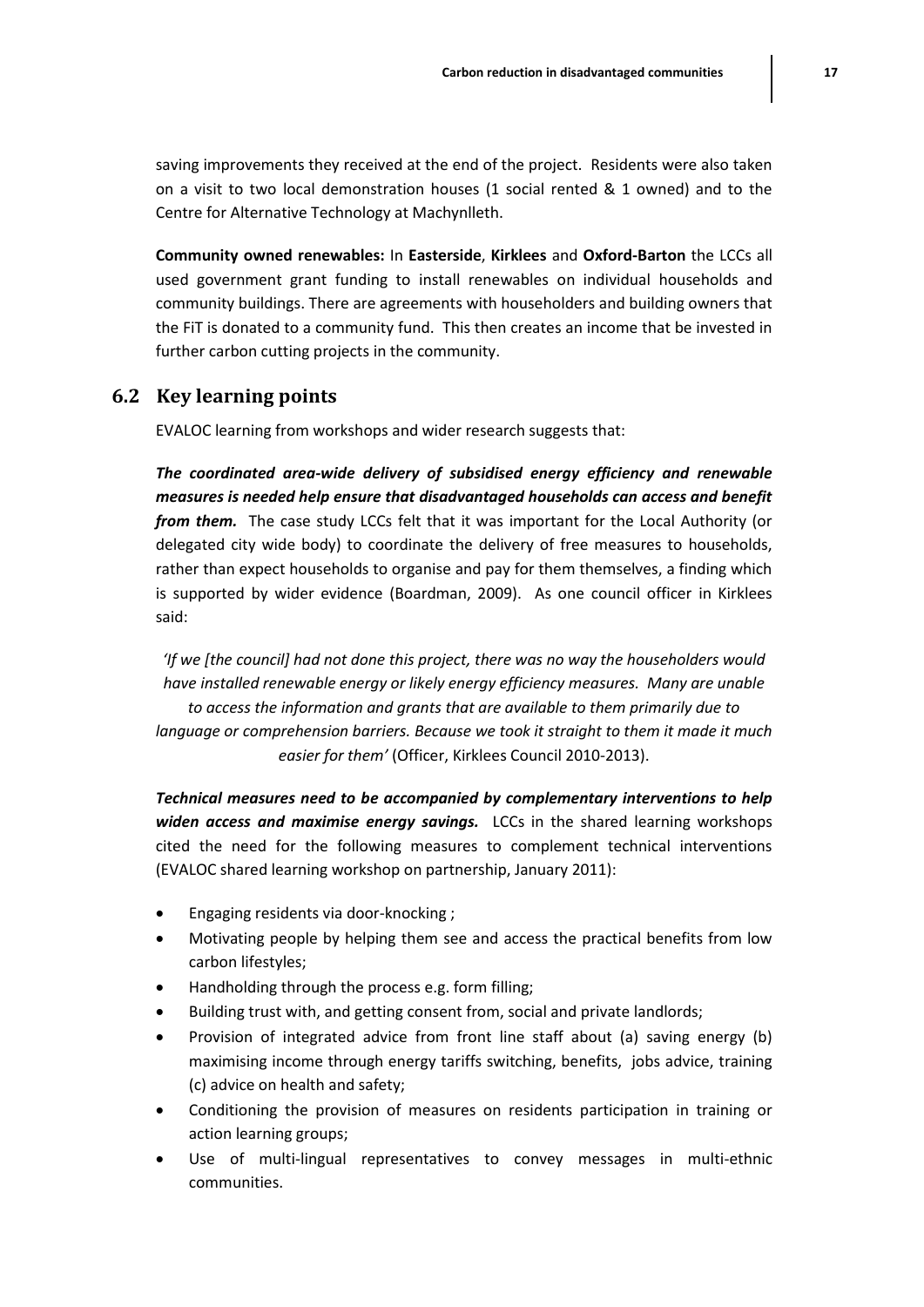saving improvements they received at the end of the project. Residents were also taken on a visit to two local demonstration houses (1 social rented & 1 owned) and to the Centre for Alternative Technology at Machynlleth.

**Community owned renewables:** In **Easterside**, **Kirklees** and **Oxford-Barton** the LCCs all used government grant funding to install renewables on individual households and community buildings. There are agreements with householders and building owners that the FiT is donated to a community fund. This then creates an income that be invested in further carbon cutting projects in the community.

## 6.2 Key learning points

EVALOC learning from workshops and wider research suggests that:

***The coordinated area-wide delivery of subsidised energy efficiency and renewable measures is needed help ensure that disadvantaged households can access and benefit from them.*** The case study LCCs felt that it was important for the Local Authority (or delegated city wide body) to coordinate the delivery of free measures to households, rather than expect households to organise and pay for them themselves, a finding which is supported by wider evidence (Boardman, 2009). As one council officer in Kirklees said:

> *'If we [the council] had not done this project, there was no way the householders would have installed renewable energy or likely energy efficiency measures. Many are unable to access the information and grants that are available to them primarily due to language or comprehension barriers. Because we took it straight to them it made it much easier for them'* (Officer, Kirklees Council 2010-2013).

***Technical measures need to be accompanied by complementary interventions to help widen access and maximise energy savings.*** LCCs in the shared learning workshops cited the need for the following measures to complement technical interventions (EVALOC shared learning workshop on partnership, January 2011):

- Engaging residents via door-knocking ;
- Motivating people by helping them see and access the practical benefits from low carbon lifestyles;
- Handholding through the process e.g. form filling;
- Building trust with, and getting consent from, social and private landlords;
- Provision of integrated advice from front line staff about (a) saving energy (b) maximising income through energy tariffs switching, benefits, jobs advice, training (c) advice on health and safety;
- Conditioning the provision of measures on residents participation in training or action learning groups;
- Use of multi-lingual representatives to convey messages in multi-ethnic communities.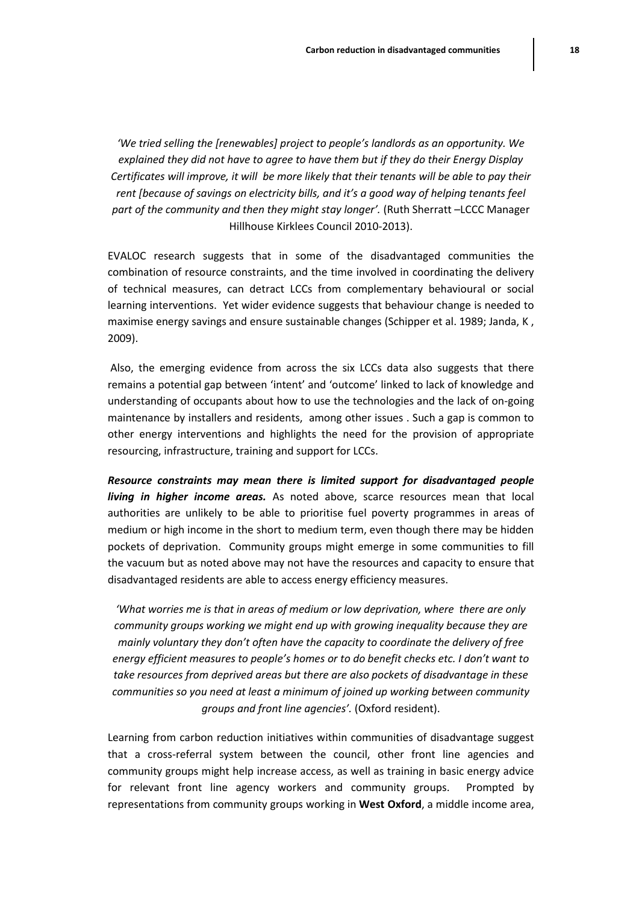*'We tried selling the [renewables] project to people's landlords as an opportunity. We explained they did not have to agree to have them but if they do their Energy Display Certificates will improve, it will be more likely that their tenants will be able to pay their rent [because of savings on electricity bills, and it's a good way of helping tenants feel part of the community and then they might stay longer'.* (Ruth Sherratt –LCCC Manager Hillhouse Kirklees Council 2010-2013).

EVALOC research suggests that in some of the disadvantaged communities the combination of resource constraints, and the time involved in coordinating the delivery of technical measures, can detract LCCs from complementary behavioural or social learning interventions. Yet wider evidence suggests that behaviour change is needed to maximise energy savings and ensure sustainable changes (Schipper et al. 1989; Janda, K , 2009).

Also, the emerging evidence from across the six LCCs data also suggests that there remains a potential gap between 'intent' and 'outcome' linked to lack of knowledge and understanding of occupants about how to use the technologies and the lack of on-going maintenance by installers and residents, among other issues . Such a gap is common to other energy interventions and highlights the need for the provision of appropriate resourcing, infrastructure, training and support for LCCs.

***Resource constraints may mean there is limited support for disadvantaged people living in higher income areas.*** As noted above, scarce resources mean that local authorities are unlikely to be able to prioritise fuel poverty programmes in areas of medium or high income in the short to medium term, even though there may be hidden pockets of deprivation. Community groups might emerge in some communities to fill the vacuum but as noted above may not have the resources and capacity to ensure that disadvantaged residents are able to access energy efficiency measures.

*'What worries me is that in areas of medium or low deprivation, where there are only community groups working we might end up with growing inequality because they are mainly voluntary they don't often have the capacity to coordinate the delivery of free energy efficient measures to people's homes or to do benefit checks etc. I don't want to take resources from deprived areas but there are also pockets of disadvantage in these communities so you need at least a minimum of joined up working between community groups and front line agencies'.* (Oxford resident).

Learning from carbon reduction initiatives within communities of disadvantage suggest that a cross-referral system between the council, other front line agencies and community groups might help increase access, as well as training in basic energy advice for relevant front line agency workers and community groups. Prompted by representations from community groups working in **West Oxford**, a middle income area,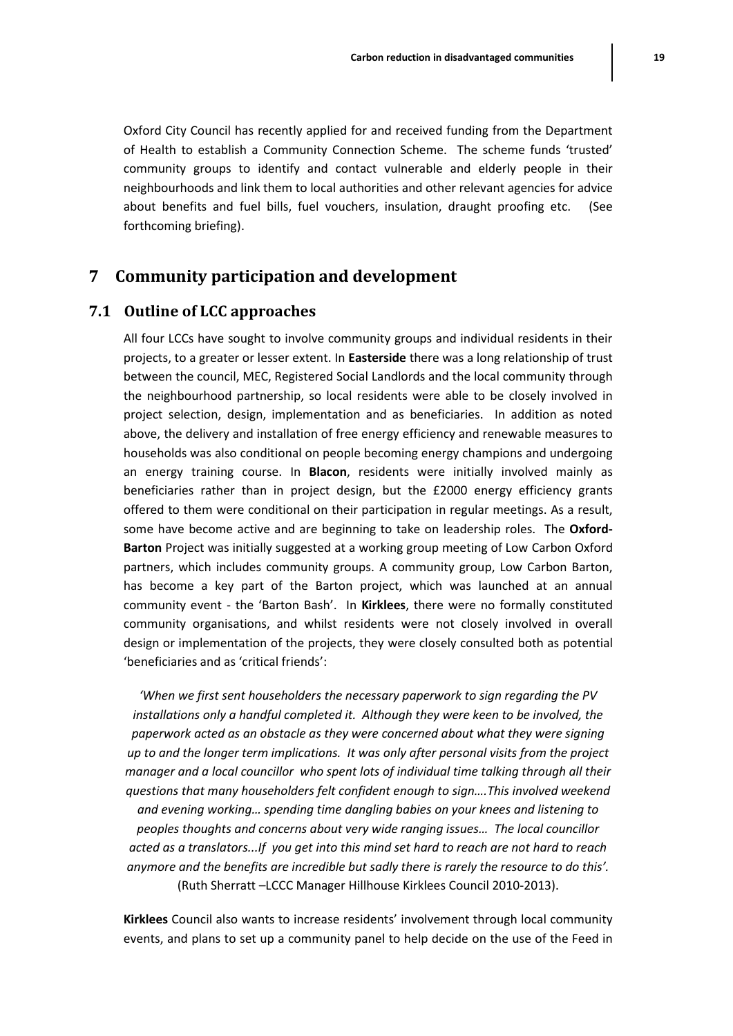Oxford City Council has recently applied for and received funding from the Department of Health to establish a Community Connection Scheme. The scheme funds 'trusted' community groups to identify and contact vulnerable and elderly people in their neighbourhoods and link them to local authorities and other relevant agencies for advice about benefits and fuel bills, fuel vouchers, insulation, draught proofing etc. (See forthcoming briefing).

# 7 Community participation and development

## 7.1 Outline of LCC approaches

All four LCCs have sought to involve community groups and individual residents in their projects, to a greater or lesser extent. In **Easterside** there was a long relationship of trust between the council, MEC, Registered Social Landlords and the local community through the neighbourhood partnership, so local residents were able to be closely involved in project selection, design, implementation and as beneficiaries. In addition as noted above, the delivery and installation of free energy efficiency and renewable measures to households was also conditional on people becoming energy champions and undergoing an energy training course. In **Blacon**, residents were initially involved mainly as beneficiaries rather than in project design, but the £2000 energy efficiency grants offered to them were conditional on their participation in regular meetings. As a result, some have become active and are beginning to take on leadership roles. The **Oxford-Barton** Project was initially suggested at a working group meeting of Low Carbon Oxford partners, which includes community groups. A community group, Low Carbon Barton, has become a key part of the Barton project, which was launched at an annual community event - the 'Barton Bash'. In **Kirklees**, there were no formally constituted community organisations, and whilst residents were not closely involved in overall design or implementation of the projects, they were closely consulted both as potential 'beneficiaries and as 'critical friends':

*'When we first sent householders the necessary paperwork to sign regarding the PV installations only a handful completed it. Although they were keen to be involved, the paperwork acted as an obstacle as they were concerned about what they were signing up to and the longer term implications. It was only after personal visits from the project manager and a local councillor who spent lots of individual time talking through all their questions that many householders felt confident enough to sign….This involved weekend and evening working… spending time dangling babies on your knees and listening to peoples thoughts and concerns about very wide ranging issues… The local councillor acted as a translators...If you get into this mind set hard to reach are not hard to reach anymore and the benefits are incredible but sadly there is rarely the resource to do this'.*
(Ruth Sherratt –LCCC Manager Hillhouse Kirklees Council 2010-2013).

**Kirklees** Council also wants to increase residents' involvement through local community events, and plans to set up a community panel to help decide on the use of the Feed in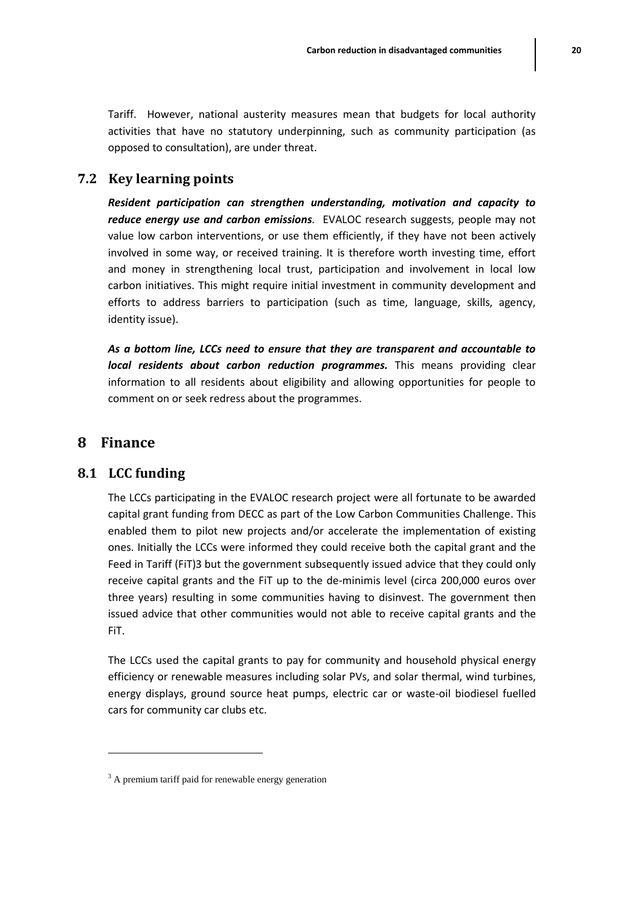Tariff. However, national austerity measures mean that budgets for local authority activities that have no statutory underpinning, such as community participation (as opposed to consultation), are under threat.

## 7.2 Key learning points

***Resident participation can strengthen understanding, motivation and capacity to reduce energy use and carbon emissions***. EVALOC research suggests, people may not value low carbon interventions, or use them efficiently, if they have not been actively involved in some way, or received training. It is therefore worth investing time, effort and money in strengthening local trust, participation and involvement in local low carbon initiatives. This might require initial investment in community development and efforts to address barriers to participation (such as time, language, skills, agency, identity issue).

***As a bottom line, LCCs need to ensure that they are transparent and accountable to local residents about carbon reduction programmes.*** This means providing clear information to all residents about eligibility and allowing opportunities for people to comment on or seek redress about the programmes.

# 8 Finance

## 8.1 LCC funding

The LCCs participating in the EVALOC research project were all fortunate to be awarded capital grant funding from DECC as part of the Low Carbon Communities Challenge. This enabled them to pilot new projects and/or accelerate the implementation of existing ones. Initially the LCCs were informed they could receive both the capital grant and the Feed in Tariff (FiT)[3] but the government subsequently issued advice that they could only receive capital grants and the FiT up to the de-minimis level (circa 200,000 euros over three years) resulting in some communities having to disinvest. The government then issued advice that other communities would not able to receive capital grants and the FiT.

The LCCs used the capital grants to pay for community and household physical energy efficiency or renewable measures including solar PVs, and solar thermal, wind turbines, energy displays, ground source heat pumps, electric car or waste-oil biodiesel fuelled cars for community car clubs etc.

[3] A premium tariff paid for renewable energy generation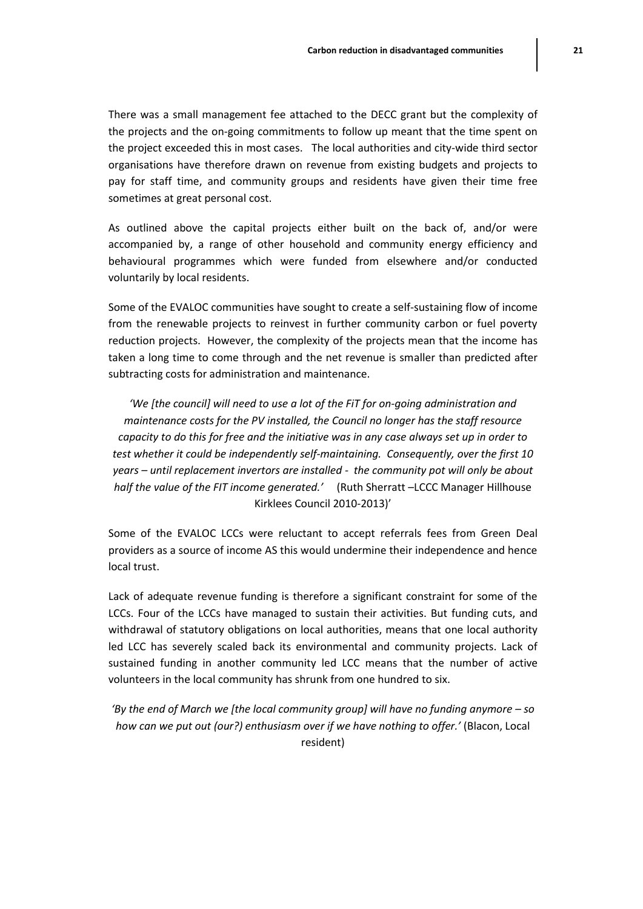There was a small management fee attached to the DECC grant but the complexity of the projects and the on-going commitments to follow up meant that the time spent on the project exceeded this in most cases. The local authorities and city-wide third sector organisations have therefore drawn on revenue from existing budgets and projects to pay for staff time, and community groups and residents have given their time free sometimes at great personal cost.

As outlined above the capital projects either built on the back of, and/or were accompanied by, a range of other household and community energy efficiency and behavioural programmes which were funded from elsewhere and/or conducted voluntarily by local residents.

Some of the EVALOC communities have sought to create a self-sustaining flow of income from the renewable projects to reinvest in further community carbon or fuel poverty reduction projects. However, the complexity of the projects mean that the income has taken a long time to come through and the net revenue is smaller than predicted after subtracting costs for administration and maintenance.

*'We [the council] will need to use a lot of the FiT for on-going administration and maintenance costs for the PV installed, the Council no longer has the staff resource capacity to do this for free and the initiative was in any case always set up in order to test whether it could be independently self-maintaining. Consequently, over the first 10 years – until replacement invertors are installed - the community pot will only be about half the value of the FIT income generated.'* (Ruth Sherratt –LCCC Manager Hillhouse Kirklees Council 2010-2013)'

Some of the EVALOC LCCs were reluctant to accept referrals fees from Green Deal providers as a source of income AS this would undermine their independence and hence local trust.

Lack of adequate revenue funding is therefore a significant constraint for some of the LCCs. Four of the LCCs have managed to sustain their activities. But funding cuts, and withdrawal of statutory obligations on local authorities, means that one local authority led LCC has severely scaled back its environmental and community projects. Lack of sustained funding in another community led LCC means that the number of active volunteers in the local community has shrunk from one hundred to six.

*'By the end of March we [the local community group] will have no funding anymore – so how can we put out (our?) enthusiasm over if we have nothing to offer.'* (Blacon, Local resident)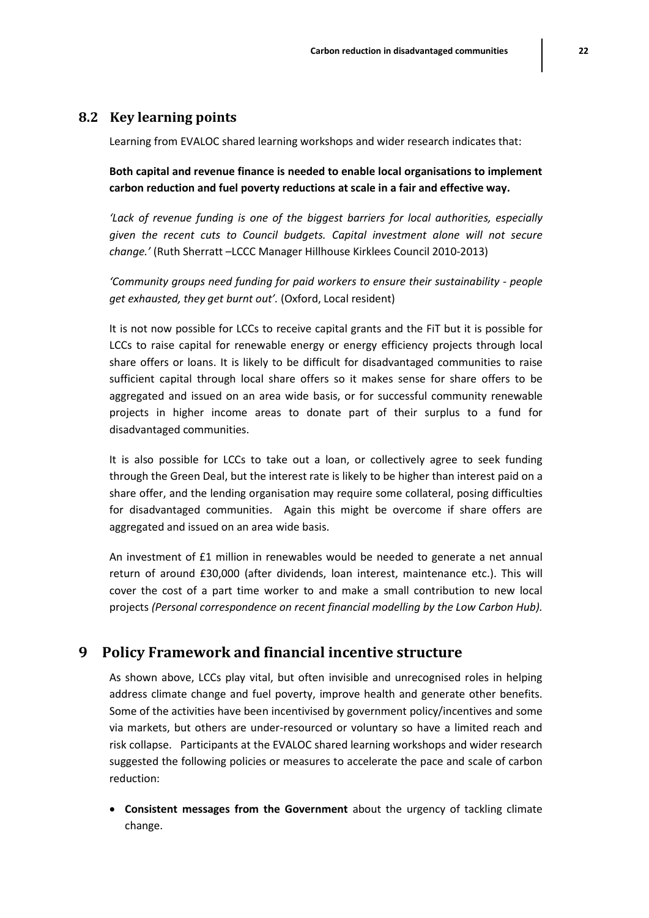## 8.2 Key learning points

Learning from EVALOC shared learning workshops and wider research indicates that:

**Both capital and revenue finance is needed to enable local organisations to implement carbon reduction and fuel poverty reductions at scale in a fair and effective way.**

*'Lack of revenue funding is one of the biggest barriers for local authorities, especially given the recent cuts to Council budgets. Capital investment alone will not secure change.'* (Ruth Sherratt –LCCC Manager Hillhouse Kirklees Council 2010-2013)

*'Community groups need funding for paid workers to ensure their sustainability - people get exhausted, they get burnt out'.* (Oxford, Local resident)

It is not now possible for LCCs to receive capital grants and the FiT but it is possible for LCCs to raise capital for renewable energy or energy efficiency projects through local share offers or loans. It is likely to be difficult for disadvantaged communities to raise sufficient capital through local share offers so it makes sense for share offers to be aggregated and issued on an area wide basis, or for successful community renewable projects in higher income areas to donate part of their surplus to a fund for disadvantaged communities.

It is also possible for LCCs to take out a loan, or collectively agree to seek funding through the Green Deal, but the interest rate is likely to be higher than interest paid on a share offer, and the lending organisation may require some collateral, posing difficulties for disadvantaged communities. Again this might be overcome if share offers are aggregated and issued on an area wide basis.

An investment of £1 million in renewables would be needed to generate a net annual return of around £30,000 (after dividends, loan interest, maintenance etc.). This will cover the cost of a part time worker to and make a small contribution to new local projects *(Personal correspondence on recent financial modelling by the Low Carbon Hub).*

# 9 Policy Framework and financial incentive structure

As shown above, LCCs play vital, but often invisible and unrecognised roles in helping address climate change and fuel poverty, improve health and generate other benefits. Some of the activities have been incentivised by government policy/incentives and some via markets, but others are under-resourced or voluntary so have a limited reach and risk collapse. Participants at the EVALOC shared learning workshops and wider research suggested the following policies or measures to accelerate the pace and scale of carbon reduction:

- **Consistent messages from the Government** about the urgency of tackling climate change.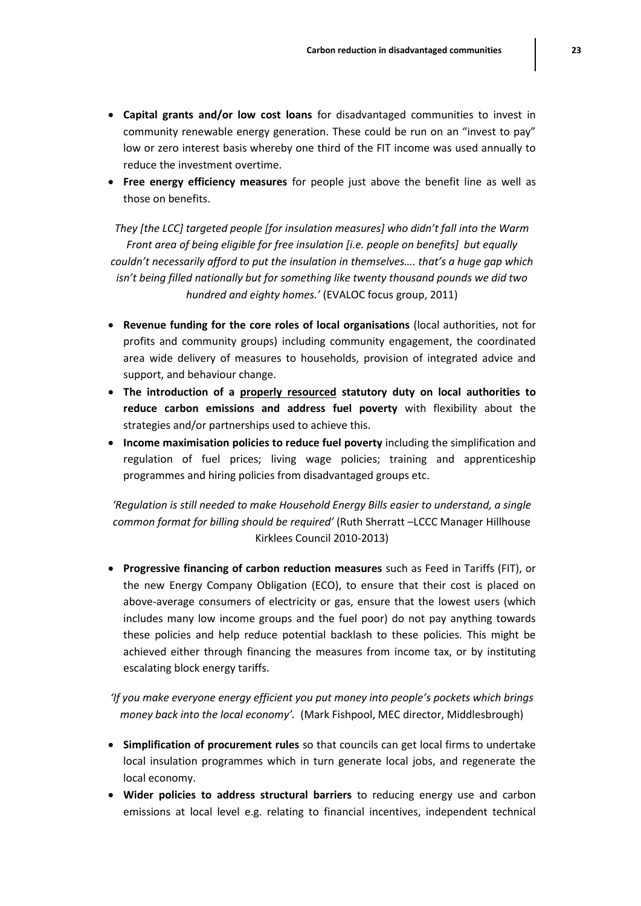- **Capital grants and/or low cost loans** for disadvantaged communities to invest in community renewable energy generation. These could be run on an "invest to pay" low or zero interest basis whereby one third of the FIT income was used annually to reduce the investment overtime.
- **Free energy efficiency measures** for people just above the benefit line as well as those on benefits.

*They [the LCC] targeted people [for insulation measures] who didn't fall into the Warm Front area of being eligible for free insulation [i.e. people on benefits] but equally couldn't necessarily afford to put the insulation in themselves…. that's a huge gap which isn't being filled nationally but for something like twenty thousand pounds we did two hundred and eighty homes.'* (EVALOC focus group, 2011)

- **Revenue funding for the core roles of local organisations** (local authorities, not for profits and community groups) including community engagement, the coordinated area wide delivery of measures to households, provision of integrated advice and support, and behaviour change.
- **The introduction of a <u>properly resourced</u> statutory duty on local authorities to reduce carbon emissions and address fuel poverty** with flexibility about the strategies and/or partnerships used to achieve this.
- **Income maximisation policies to reduce fuel poverty** including the simplification and regulation of fuel prices; living wage policies; training and apprenticeship programmes and hiring policies from disadvantaged groups etc.

*'Regulation is still needed to make Household Energy Bills easier to understand, a single common format for billing should be required'* (Ruth Sherratt –LCCC Manager Hillhouse Kirklees Council 2010-2013)

- **Progressive financing of carbon reduction measures** such as Feed in Tariffs (FIT), or the new Energy Company Obligation (ECO), to ensure that their cost is placed on above-average consumers of electricity or gas, ensure that the lowest users (which includes many low income groups and the fuel poor) do not pay anything towards these policies and help reduce potential backlash to these policies. This might be achieved either through financing the measures from income tax, or by instituting escalating block energy tariffs.

*'If you make everyone energy efficient you put money into people's pockets which brings money back into the local economy'.* (Mark Fishpool, MEC director, Middlesbrough)

- **Simplification of procurement rules** so that councils can get local firms to undertake local insulation programmes which in turn generate local jobs, and regenerate the local economy.
- **Wider policies to address structural barriers** to reducing energy use and carbon emissions at local level e.g. relating to financial incentives, independent technical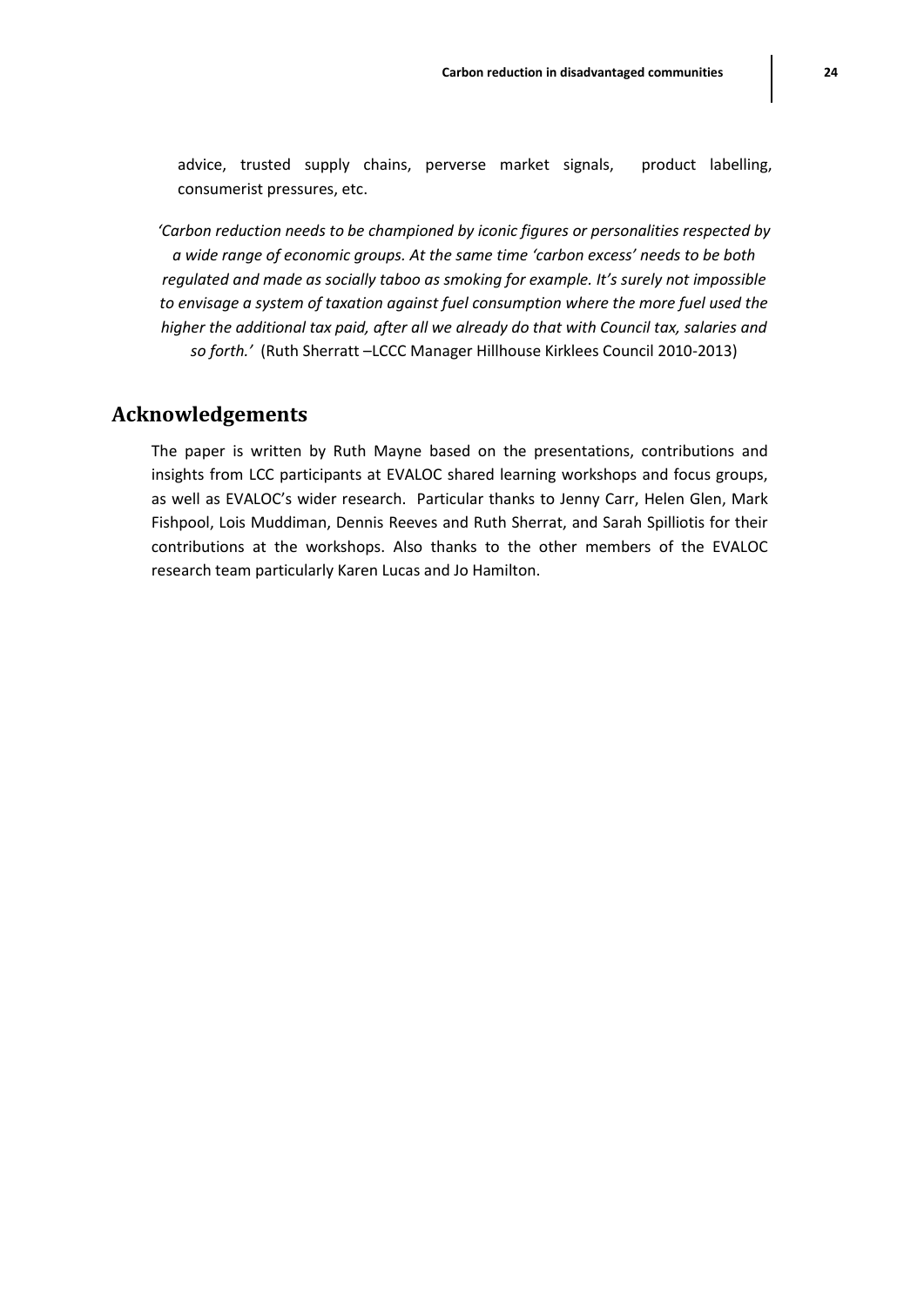advice, trusted supply chains, perverse market signals, product labelling, consumerist pressures, etc.

*'Carbon reduction needs to be championed by iconic figures or personalities respected by a wide range of economic groups. At the same time 'carbon excess' needs to be both regulated and made as socially taboo as smoking for example. It's surely not impossible to envisage a system of taxation against fuel consumption where the more fuel used the higher the additional tax paid, after all we already do that with Council tax, salaries and so forth.'* (Ruth Sherratt –LCCC Manager Hillhouse Kirklees Council 2010-2013)

## Acknowledgements

The paper is written by Ruth Mayne based on the presentations, contributions and insights from LCC participants at EVALOC shared learning workshops and focus groups, as well as EVALOC's wider research. Particular thanks to Jenny Carr, Helen Glen, Mark Fishpool, Lois Muddiman, Dennis Reeves and Ruth Sherrat, and Sarah Spilliotis for their contributions at the workshops. Also thanks to the other members of the EVALOC research team particularly Karen Lucas and Jo Hamilton.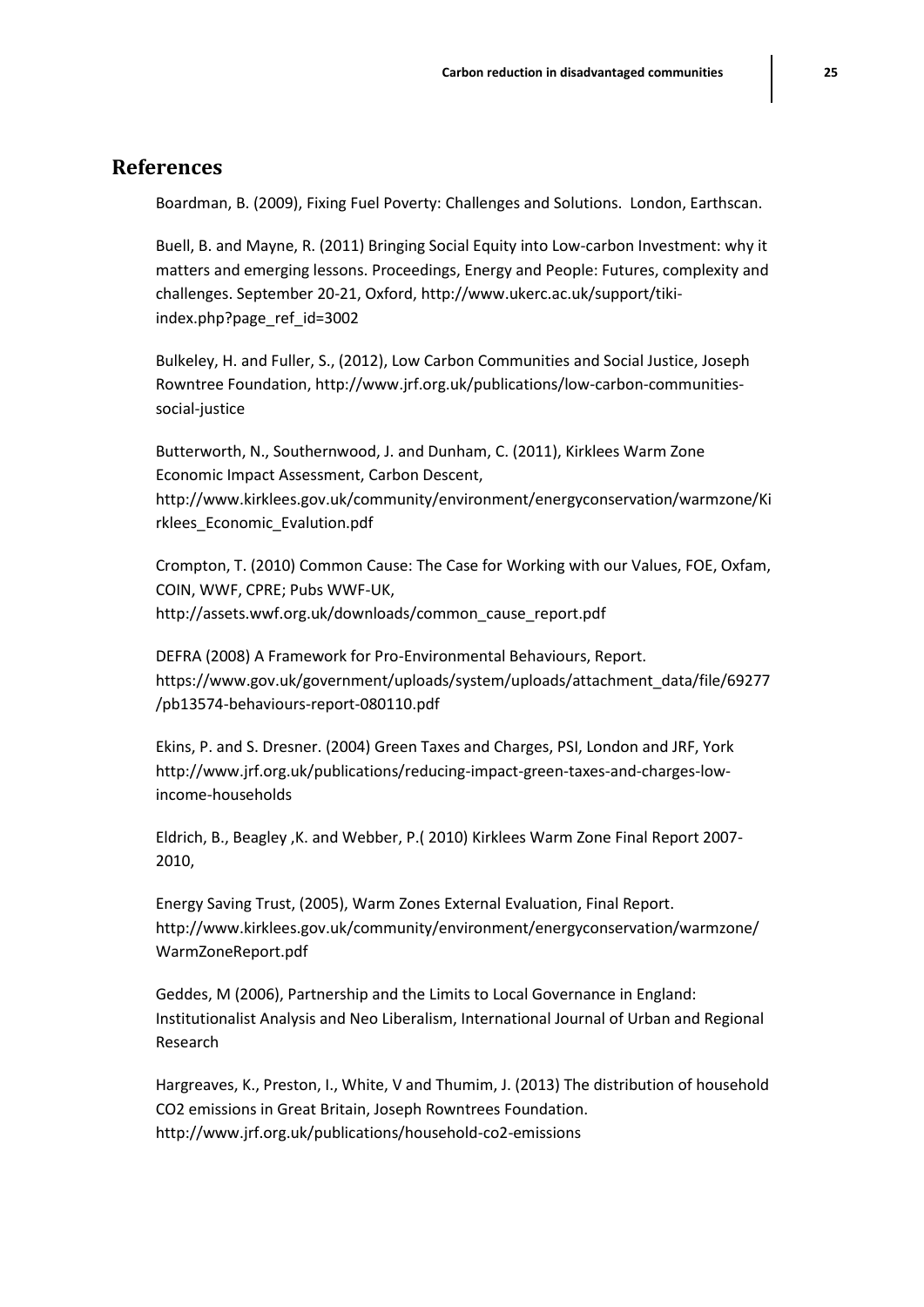## References

Boardman, B. (2009), Fixing Fuel Poverty: Challenges and Solutions. London, Earthscan.

Buell, B. and Mayne, R. (2011) Bringing Social Equity into Low-carbon Investment: why it matters and emerging lessons. Proceedings, Energy and People: Futures, complexity and challenges. September 20-21, Oxford, http://www.ukerc.ac.uk/support/tiki-index.php?page_ref_id=3002

Bulkeley, H. and Fuller, S., (2012), Low Carbon Communities and Social Justice, Joseph Rowntree Foundation, http://www.jrf.org.uk/publications/low-carbon-communities-social-justice

Butterworth, N., Southernwood, J. and Dunham, C. (2011), Kirklees Warm Zone Economic Impact Assessment, Carbon Descent, http://www.kirklees.gov.uk/community/environment/energyconservation/warmzone/Kirklees_Economic_Evalution.pdf

Crompton, T. (2010) Common Cause: The Case for Working with our Values, FOE, Oxfam, COIN, WWF, CPRE; Pubs WWF-UK, http://assets.wwf.org.uk/downloads/common_cause_report.pdf

DEFRA (2008) A Framework for Pro-Environmental Behaviours, Report. https://www.gov.uk/government/uploads/system/uploads/attachment_data/file/69277/pb13574-behaviours-report-080110.pdf

Ekins, P. and S. Dresner. (2004) Green Taxes and Charges, PSI, London and JRF, York http://www.jrf.org.uk/publications/reducing-impact-green-taxes-and-charges-low-income-households

Eldrich, B., Beagley ,K. and Webber, P.( 2010) Kirklees Warm Zone Final Report 2007-2010,

Energy Saving Trust, (2005), Warm Zones External Evaluation, Final Report. http://www.kirklees.gov.uk/community/environment/energyconservation/warmzone/WarmZoneReport.pdf

Geddes, M (2006), Partnership and the Limits to Local Governance in England: Institutionalist Analysis and Neo Liberalism, International Journal of Urban and Regional Research

Hargreaves, K., Preston, I., White, V and Thumim, J. (2013) The distribution of household CO2 emissions in Great Britain, Joseph Rowntrees Foundation. http://www.jrf.org.uk/publications/household-co2-emissions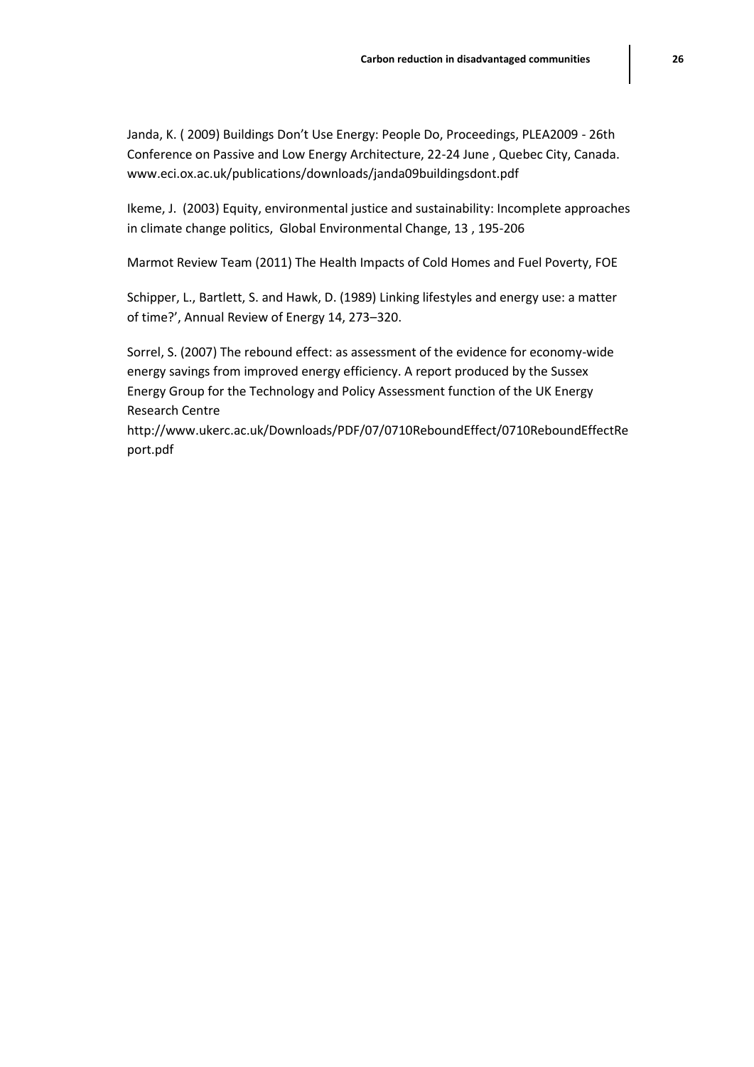Janda, K. ( 2009) Buildings Don't Use Energy: People Do, Proceedings, PLEA2009 - 26th Conference on Passive and Low Energy Architecture, 22-24 June , Quebec City, Canada. www.eci.ox.ac.uk/publications/downloads/janda09buildingsdont.pdf

Ikeme, J. (2003) Equity, environmental justice and sustainability: Incomplete approaches in climate change politics, Global Environmental Change, 13 , 195-206

Marmot Review Team (2011) The Health Impacts of Cold Homes and Fuel Poverty, FOE

Schipper, L., Bartlett, S. and Hawk, D. (1989) Linking lifestyles and energy use: a matter of time?', Annual Review of Energy 14, 273–320.

Sorrel, S. (2007) The rebound effect: as assessment of the evidence for economy-wide energy savings from improved energy efficiency. A report produced by the Sussex Energy Group for the Technology and Policy Assessment function of the UK Energy Research Centre http://www.ukerc.ac.uk/Downloads/PDF/07/0710ReboundEffect/0710ReboundEffectReport.pdf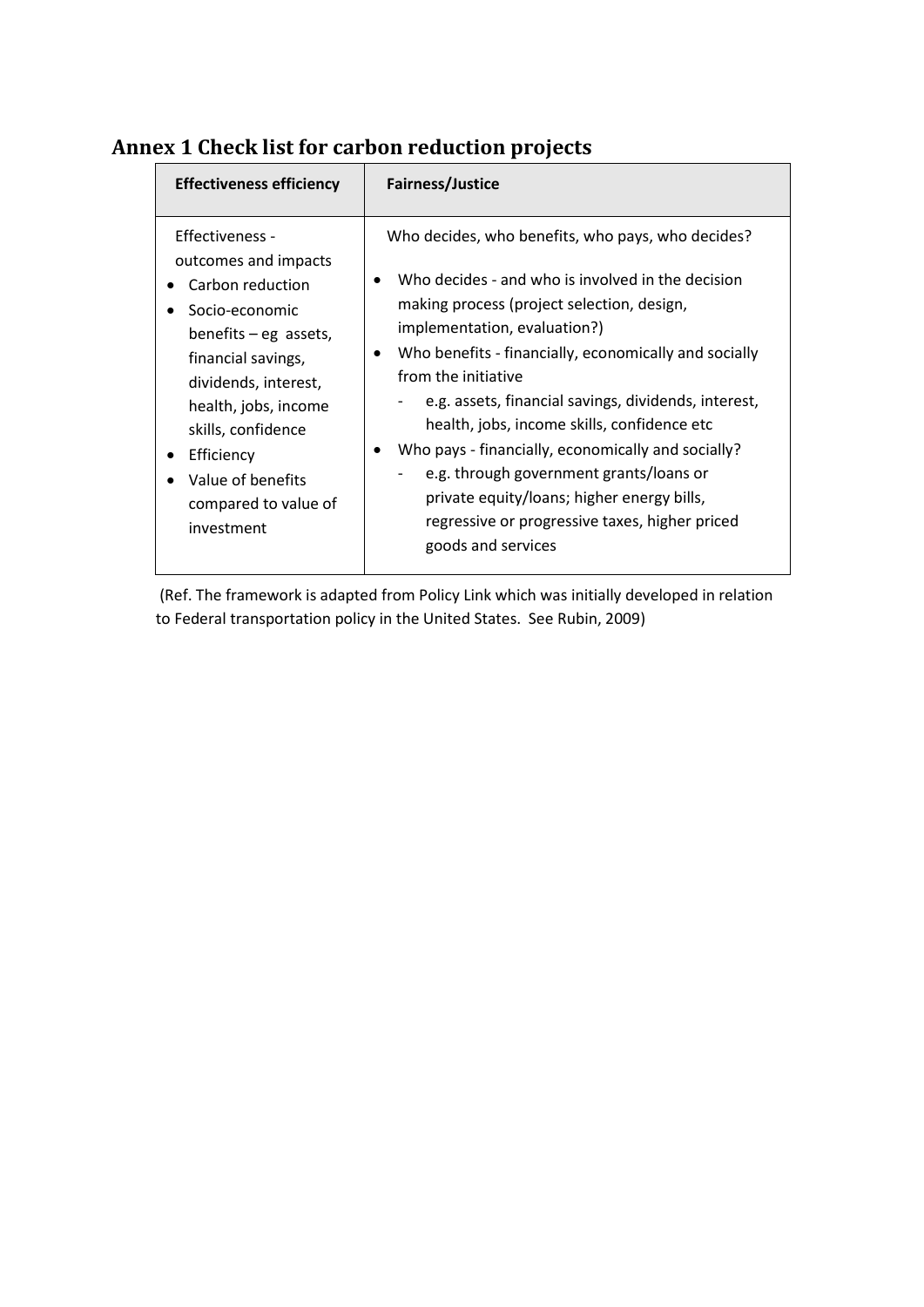## Annex 1 Check list for carbon reduction projects

| Effectiveness efficiency | Fairness/Justice |
|---|---|
| Effectiveness - outcomes and impacts<br>• Carbon reduction<br>• Socio-economic benefits – eg assets, financial savings, dividends, interest, health, jobs, income skills, confidence<br>• Efficiency<br>• Value of benefits compared to value of investment | Who decides, who benefits, who pays, who decides?<br>• Who decides - and who is involved in the decision making process (project selection, design, implementation, evaluation?)<br>• Who benefits - financially, economically and socially from the initiative<br>- e.g. assets, financial savings, dividends, interest, health, jobs, income skills, confidence etc<br>• Who pays - financially, economically and socially?<br>- e.g. through government grants/loans or private equity/loans; higher energy bills, regressive or progressive taxes, higher priced goods and services |

(Ref. The framework is adapted from Policy Link which was initially developed in relation to Federal transportation policy in the United States. See Rubin, 2009)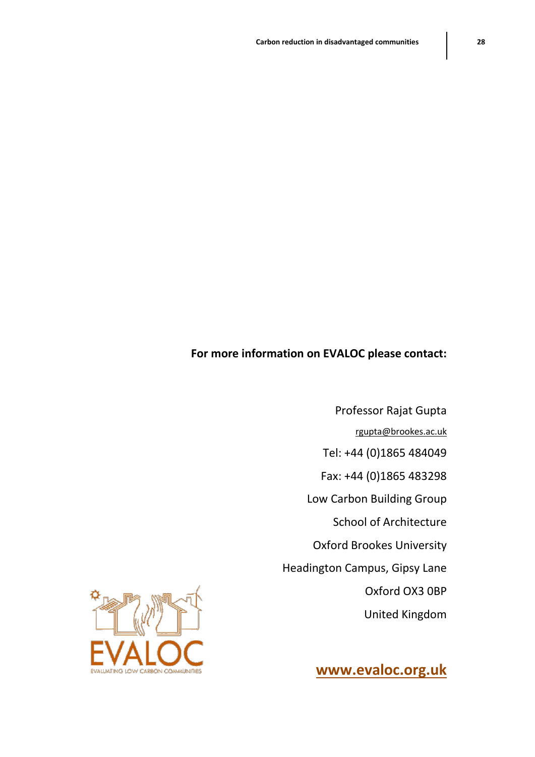**For more information on EVALOC please contact:**

Professor Rajat Gupta

rgupta@brookes.ac.uk

Tel: +44 (0)1865 484049

Fax: +44 (0)1865 483298

Low Carbon Building Group

School of Architecture

Oxford Brookes University

Headington Campus, Gipsy Lane

Oxford OX3 0BP

United Kingdom

**www.evaloc.org.uk**